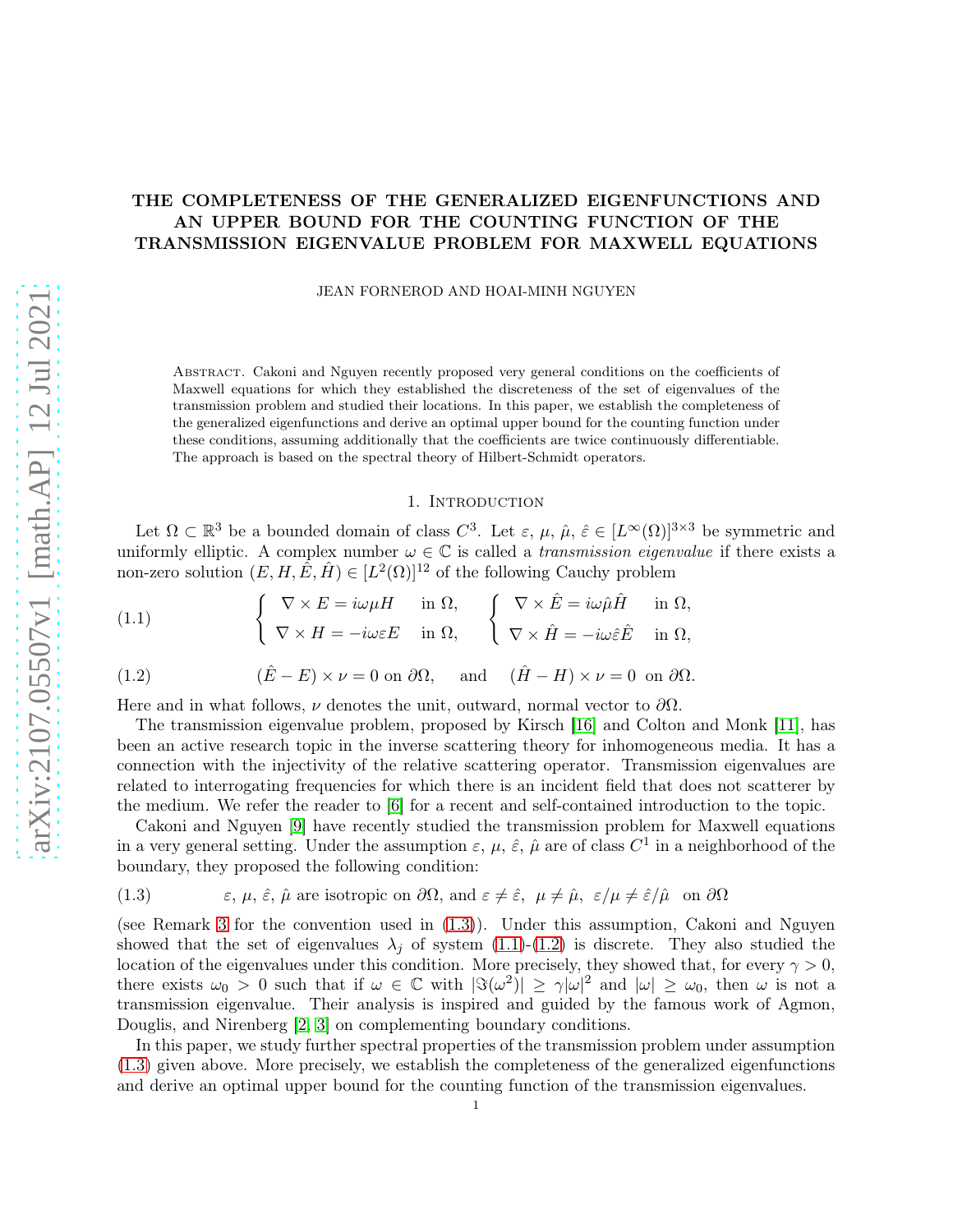# THE COMPLETENESS OF THE GENERALIZED EIGENFUNCTIONS AND AN UPPER BOUND FOR THE COUNTING FUNCTION OF THE TRANSMISSION EIGENVALUE PROBLEM FOR MAXWELL EQUATIONS

JEAN FORNEROD AND HOAI-MINH NGUYEN

Abstract. Cakoni and Nguyen recently proposed very general conditions on the coefficients of Maxwell equations for which they established the discreteness of the set of eigenvalues of the transmission problem and studied their locations. In this paper, we establish the completeness of the generalized eigenfunctions and derive an optimal upper bound for the counting function under these conditions, assuming additionally that the coefficients are twice continuously differentiable. The approach is based on the spectral theory of Hilbert-Schmidt operators.

## 1. Introduction

Let $\Omega \subset \mathbb{R}^3$ be a bounded domain of class $C^3$. Let $\varepsilon$, $\mu$, $\hat{\mu}$, $\hat{\varepsilon} \in [L^\infty(\Omega)]^{3\times 3}$ be symmetric and uniformly elliptic. A complex number $\omega \in \mathbb{C}$ is called a *transmission eigenvalue* if there exists a non-zero solution $(E, H, \hat{E}, \hat{H}) \in [L^2(\Omega)]^{12}$ of the following Cauchy problem

$$
\begin{cases} \nabla \times E = i\omega\mu H & \text{in } \Omega, \\ \nabla \times H = -i\omega\varepsilon E & \text{in } \Omega, \end{cases} \qquad \begin{cases} \nabla \times \hat{E} = i\omega\hat{\mu}\hat{H} & \text{in } \Omega, \\ \nabla \times \hat{H} = -i\omega\hat{\varepsilon}\hat{E} & \text{in } \Omega, \end{cases} \tag{1.1}
$$

$$
(\hat{E} - E) \times \nu = 0 \text{ on } \partial\Omega, \quad \text{ and } \quad (\hat{H} - H) \times \nu = 0 \text{ on } \partial\Omega. \tag{1.2}
$$

Here and in what follows, $\nu$ denotes the unit, outward, normal vector to $\partial\Omega$.

The transmission eigenvalue problem, proposed by Kirsch [16] and Colton and Monk [11], has been an active research topic in the inverse scattering theory for inhomogeneous media. It has a connection with the injectivity of the relative scattering operator. Transmission eigenvalues are related to interrogating frequencies for which there is an incident field that does not scatterer by the medium. We refer the reader to [6] for a recent and self-contained introduction to the topic.

Cakoni and Nguyen [9] have recently studied the transmission problem for Maxwell equations in a very general setting. Under the assumption $\varepsilon$, $\mu$, $\hat{\varepsilon}$, $\hat{\mu}$ are of class $C^1$ in a neighborhood of the boundary, they proposed the following condition:

$$
\varepsilon, \mu, \hat{\varepsilon}, \hat{\mu} \text{ are isotropic on } \partial\Omega, \text{ and } \varepsilon \neq \hat{\varepsilon}, \ \mu \neq \hat{\mu}, \ \varepsilon/\mu \neq \hat{\varepsilon}/\hat{\mu} \ \text{ on } \partial\Omega \tag{1.3}
$$

(see Remark 3 for the convention used in (1.3)). Under this assumption, Cakoni and Nguyen showed that the set of eigenvalues $\lambda_j$ of system (1.1)-(1.2) is discrete. They also studied the location of the eigenvalues under this condition. More precisely, they showed that, for every $\gamma > 0$, there exists $\omega_0 > 0$ such that if $\omega \in \mathbb{C}$ with $|\Im(\omega^2)| \geq \gamma|\omega|^2$ and $|\omega| \geq \omega_0$, then $\omega$ is not a transmission eigenvalue. Their analysis is inspired and guided by the famous work of Agmon, Douglis, and Nirenberg [2, 3] on complementing boundary conditions.

In this paper, we study further spectral properties of the transmission problem under assumption (1.3) given above. More precisely, we establish the completeness of the generalized eigenfunctions and derive an optimal upper bound for the counting function of the transmission eigenvalues.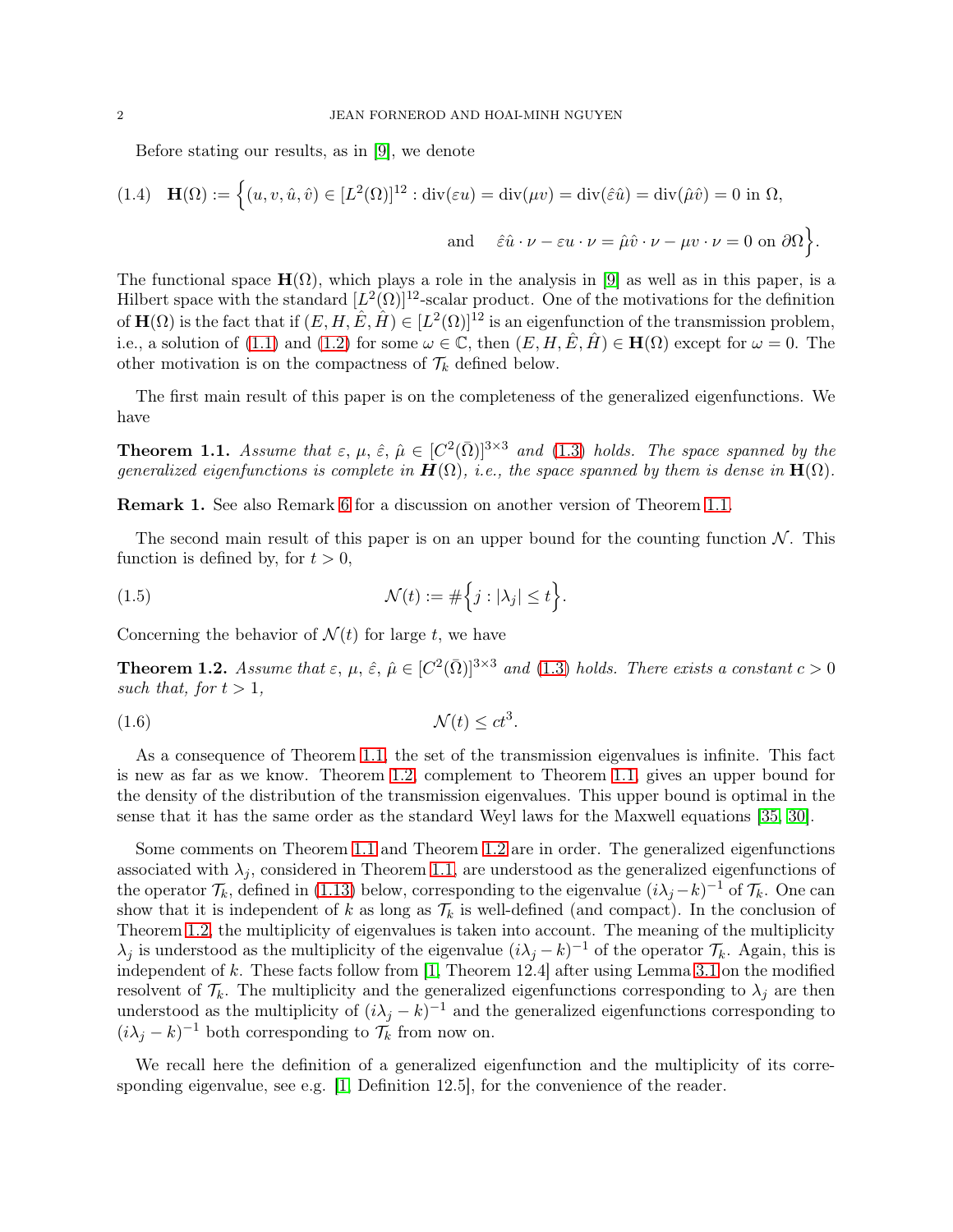Before stating our results, as in [9], we denote

$$
\mathbf{H}(\Omega) := \Big\{ (u, v, \hat{u}, \hat{v}) \in [L^2(\Omega)]^{12} : \operatorname{div}(\varepsilon u) = \operatorname{div}(\mu v) = \operatorname{div}(\hat{\varepsilon} \hat{u}) = \operatorname{div}(\hat{\mu} \hat{v}) = 0 \text{ in } \Omega, \quad \text{and} \quad \hat{\varepsilon} \hat{u} \cdot \nu - \varepsilon u \cdot \nu = \hat{\mu} \hat{v} \cdot \nu - \mu v \cdot \nu = 0 \text{ on } \partial \Omega \Big\}. \tag{1.4}
$$

The functional space $\mathbf{H}(\Omega)$, which plays a role in the analysis in [9] as well as in this paper, is a Hilbert space with the standard $[L^2(\Omega)]^{12}$-scalar product. One of the motivations for the definition of $\mathbf{H}(\Omega)$ is the fact that if $(E, H, \hat{E}, \hat{H}) \in [L^2(\Omega)]^{12}$ is an eigenfunction of the transmission problem, i.e., a solution of (1.1) and (1.2) for some $\omega \in \mathbb{C}$, then $(E, H, \hat{E}, \hat{H}) \in \mathbf{H}(\Omega)$ except for $\omega = 0$. The other motivation is on the compactness of $\mathcal{T}_k$ defined below.

The first main result of this paper is on the completeness of the generalized eigenfunctions. We have

**Theorem 1.1.** *Assume that $\varepsilon$, $\mu$, $\hat{\varepsilon}$, $\hat{\mu} \in [C^2(\bar{\Omega})]^{3\times 3}$ and (1.3) holds. The space spanned by the generalized eigenfunctions is complete in $\boldsymbol{H}(\Omega)$, i.e., the space spanned by them is dense in $\mathbf{H}(\Omega)$.*

**Remark 1.** See also Remark 6 for a discussion on another version of Theorem 1.1.

The second main result of this paper is on an upper bound for the counting function $\mathcal{N}$. This function is defined by, for $t > 0$,

$$
\mathcal{N}(t) := \#\Big\{ j : |\lambda_j| \le t \Big\}. \tag{1.5}
$$

Concerning the behavior of $\mathcal{N}(t)$ for large $t$, we have

**Theorem 1.2.** *Assume that $\varepsilon$, $\mu$, $\hat{\varepsilon}$, $\hat{\mu} \in [C^2(\bar{\Omega})]^{3\times 3}$ and (1.3) holds. There exists a constant $c > 0$ such that, for $t > 1$,*

$$
\mathcal{N}(t) \le c t^3. \tag{1.6}
$$

As a consequence of Theorem 1.1, the set of the transmission eigenvalues is infinite. This fact is new as far as we know. Theorem 1.2, complement to Theorem 1.1, gives an upper bound for the density of the distribution of the transmission eigenvalues. This upper bound is optimal in the sense that it has the same order as the standard Weyl laws for the Maxwell equations [35, 30].

Some comments on Theorem 1.1 and Theorem 1.2 are in order. The generalized eigenfunctions associated with $\lambda_j$, considered in Theorem 1.1, are understood as the generalized eigenfunctions of the operator $\mathcal{T}_k$, defined in (1.13) below, corresponding to the eigenvalue $(i\lambda_j - k)^{-1}$ of $\mathcal{T}_k$. One can show that it is independent of $k$ as long as $\mathcal{T}_k$ is well-defined (and compact). In the conclusion of Theorem 1.2, the multiplicity of eigenvalues is taken into account. The meaning of the multiplicity $\lambda_j$ is understood as the multiplicity of the eigenvalue $(i\lambda_j - k)^{-1}$ of the operator $\mathcal{T}_k$. Again, this is independent of $k$. These facts follow from [1, Theorem 12.4] after using Lemma 3.1 on the modified resolvent of $\mathcal{T}_k$. The multiplicity and the generalized eigenfunctions corresponding to $\lambda_j$ are then understood as the multiplicity of $(i\lambda_j - k)^{-1}$ and the generalized eigenfunctions corresponding to $(i\lambda_j - k)^{-1}$ both corresponding to $\mathcal{T}_k$ from now on.

We recall here the definition of a generalized eigenfunction and the multiplicity of its corresponding eigenvalue, see e.g. [1, Definition 12.5], for the convenience of the reader.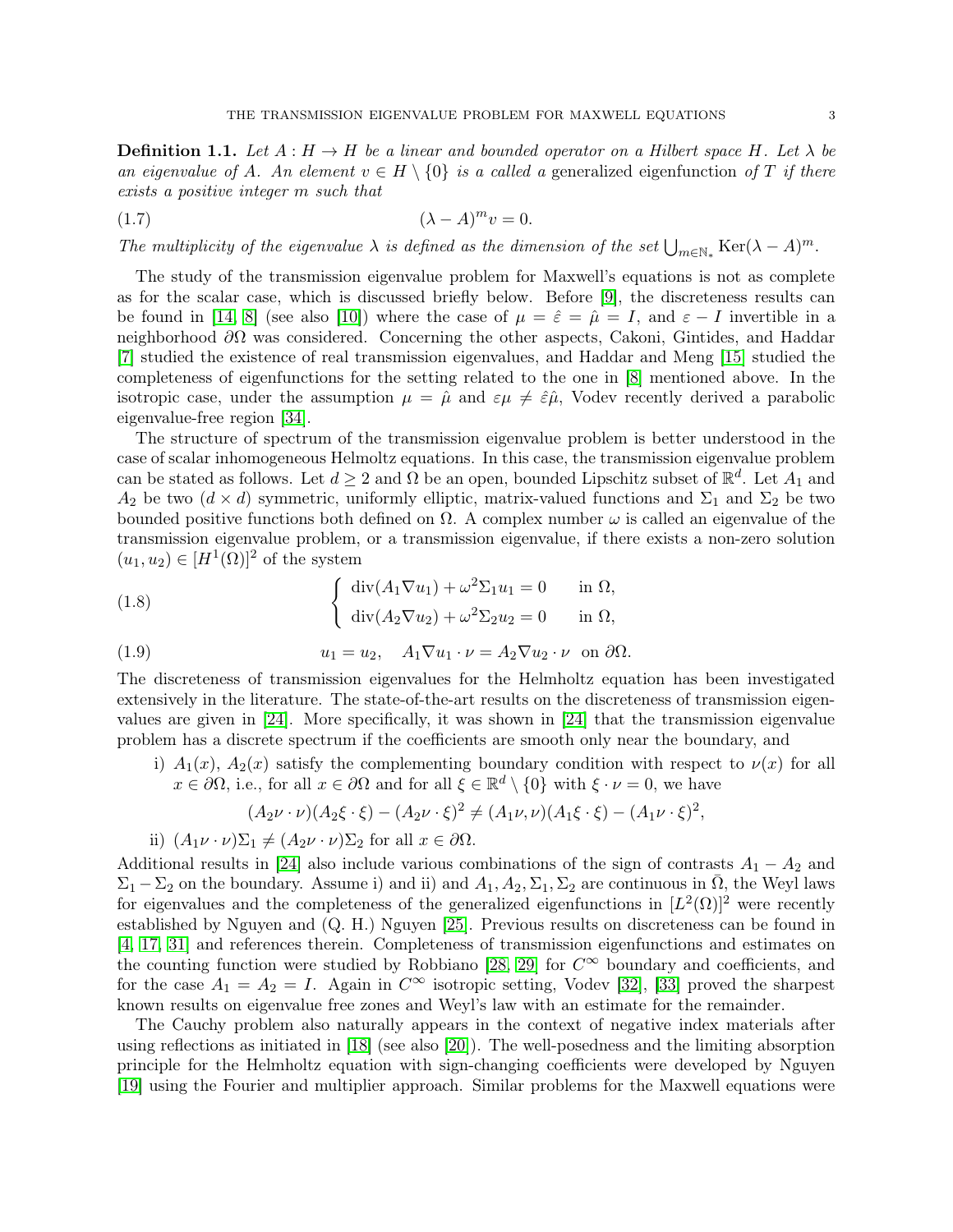**Definition 1.1.** *Let $A : H \to H$ be a linear and bounded operator on a Hilbert space $H$. Let $\lambda$ be an eigenvalue of $A$. An element $v \in H \setminus \{0\}$ is a called a* generalized eigenfunction *of $T$ if there exists a positive integer $m$ such that*

$$(\lambda - A)^m v = 0. \tag{1.7}$$

*The multiplicity of the eigenvalue $\lambda$ is defined as the dimension of the set $\bigcup_{m \in \mathbb{N}_*} \mathrm{Ker}(\lambda - A)^m$.*

The study of the transmission eigenvalue problem for Maxwell's equations is not as complete as for the scalar case, which is discussed briefly below. Before [9], the discreteness results can be found in [14, 8] (see also [10]) where the case of $\mu = \hat{\varepsilon} = \hat{\mu} = I$, and $\varepsilon - I$ invertible in a neighborhood $\partial\Omega$ was considered. Concerning the other aspects, Cakoni, Gintides, and Haddar [7] studied the existence of real transmission eigenvalues, and Haddar and Meng [15] studied the completeness of eigenfunctions for the setting related to the one in [8] mentioned above. In the isotropic case, under the assumption $\mu = \hat{\mu}$ and $\varepsilon\mu \neq \hat{\varepsilon}\hat{\mu}$, Vodev recently derived a parabolic eigenvalue-free region [34].

The structure of spectrum of the transmission eigenvalue problem is better understood in the case of scalar inhomogeneous Helmoltz equations. In this case, the transmission eigenvalue problem can be stated as follows. Let $d \geq 2$ and $\Omega$ be an open, bounded Lipschitz subset of $\mathbb{R}^d$. Let $A_1$ and $A_2$ be two $(d \times d)$ symmetric, uniformly elliptic, matrix-valued functions and $\Sigma_1$ and $\Sigma_2$ be two bounded positive functions both defined on $\Omega$. A complex number $\omega$ is called an eigenvalue of the transmission eigenvalue problem, or a transmission eigenvalue, if there exists a non-zero solution $(u_1, u_2) \in [H^1(\Omega)]^2$ of the system

$$\begin{cases} \mathrm{div}(A_1 \nabla u_1) + \omega^2 \Sigma_1 u_1 = 0 & \text{in } \Omega, \\ \mathrm{div}(A_2 \nabla u_2) + \omega^2 \Sigma_2 u_2 = 0 & \text{in } \Omega, \end{cases} \tag{1.8}$$

$$u_1 = u_2, \quad A_1 \nabla u_1 \cdot \nu = A_2 \nabla u_2 \cdot \nu \ \text{ on } \partial\Omega. \tag{1.9}$$

The discreteness of transmission eigenvalues for the Helmoltz equation has been investigated extensively in the literature. The state-of-the-art results on the discreteness of transmission eigenvalues are given in [24]. More specifically, it was shown in [24] that the transmission eigenvalue problem has a discrete spectrum if the coefficients are smooth only near the boundary, and

i) $A_1(x)$, $A_2(x)$ satisfy the complementing boundary condition with respect to $\nu(x)$ for all $x \in \partial\Omega$, i.e., for all $x \in \partial\Omega$ and for all $\xi \in \mathbb{R}^d \setminus \{0\}$ with $\xi \cdot \nu = 0$, we have
$$(A_2\nu \cdot \nu)(A_2\xi \cdot \xi) - (A_2\nu \cdot \xi)^2 \neq (A_1\nu, \nu)(A_1\xi \cdot \xi) - (A_1\nu \cdot \xi)^2,$$

ii) $(A_1\nu \cdot \nu)\Sigma_1 \neq (A_2\nu \cdot \nu)\Sigma_2$ for all $x \in \partial\Omega$.

Additional results in [24] also include various combinations of the sign of contrasts $A_1 - A_2$ and $\Sigma_1 - \Sigma_2$ on the boundary. Assume i) and ii) and $A_1, A_2, \Sigma_1, \Sigma_2$ are continuous in $\bar{\Omega}$, the Weyl laws for eigenvalues and the completeness of the generalized eigenfunctions in $[L^2(\Omega)]^2$ were recently established by Nguyen and (Q. H.) Nguyen [25]. Previous results on discreteness can be found in [4, 17, 31] and references therein. Completeness of transmission eigenfunctions and estimates on the counting function were studied by Robbiano [28, 29] for $C^\infty$ boundary and coefficients, and for the case $A_1 = A_2 = I$. Again in $C^\infty$ isotropic setting, Vodev [32], [33] proved the sharpest known results on eigenvalue free zones and Weyl's law with an estimate for the remainder.

The Cauchy problem also naturally appears in the context of negative index materials after using reflections as initiated in [18] (see also [20]). The well-posedness and the limiting absorption principle for the Helmholtz equation with sign-changing coefficients were developed by Nguyen [19] using the Fourier and multiplier approach. Similar problems for the Maxwell equations were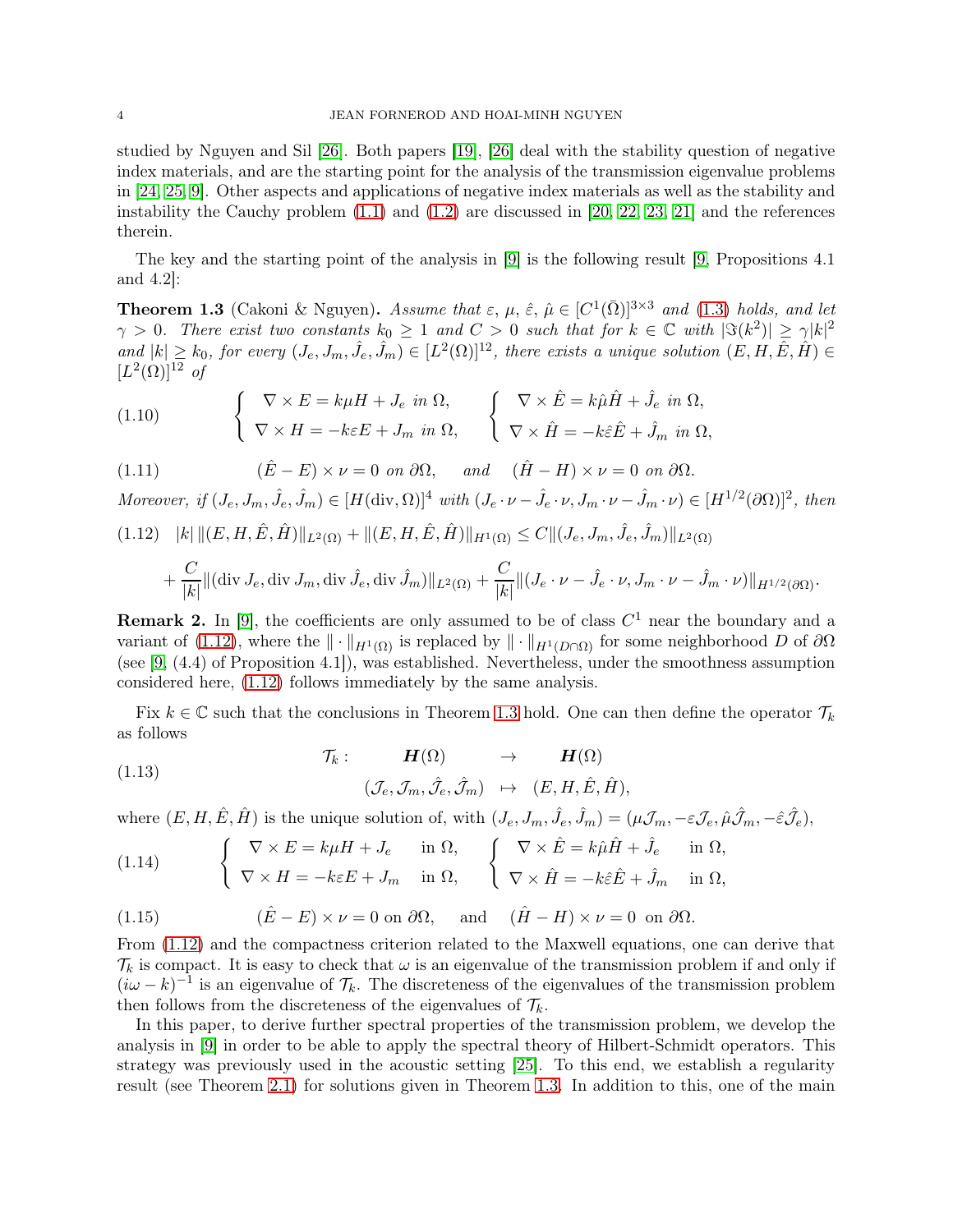studied by Nguyen and Sil [26]. Both papers [19], [26] deal with the stability question of negative index materials, and are the starting point for the analysis of the transmission eigenvalue problems in [24, 25, 9]. Other aspects and applications of negative index materials as well as the stability and instability the Cauchy problem (1.1) and (1.2) are discussed in [20, 22, 23, 21] and the references therein.

The key and the starting point of the analysis in [9] is the following result [9, Propositions 4.1 and 4.2]:

**Theorem 1.3** (Cakoni & Nguyen)**.** *Assume that $\varepsilon$, $\mu$, $\hat{\varepsilon}$, $\hat{\mu} \in [C^1(\bar{\Omega})]^{3\times 3}$ and (1.3) holds, and let $\gamma > 0$. There exist two constants $k_0 \ge 1$ and $C > 0$ such that for $k \in \mathbb{C}$ with $|\Im(k^2)| \ge \gamma |k|^2$ and $|k| \ge k_0$, for every $(J_e, J_m, \hat{J}_e, \hat{J}_m) \in [L^2(\Omega)]^{12}$, there exists a unique solution $(E, H, \hat{E}, \hat{H}) \in [L^2(\Omega)]^{12}$ of*

$$
(1.10) \qquad \begin{cases} \nabla \times E = k\mu H + J_e \text{ in } \Omega, \\ \nabla \times H = -k\varepsilon E + J_m \text{ in } \Omega, \end{cases} \qquad \begin{cases} \nabla \times \hat{E} = k\hat{\mu}\hat{H} + \hat{J}_e \text{ in } \Omega, \\ \nabla \times \hat{H} = -k\hat{\varepsilon}\hat{E} + \hat{J}_m \text{ in } \Omega, \end{cases}
$$

$$
(1.11) \qquad (\hat{E} - E) \times \nu = 0 \text{ on } \partial\Omega, \quad \text{and} \quad (\hat{H} - H) \times \nu = 0 \text{ on } \partial\Omega.
$$

*Moreover, if $(J_e, J_m, \hat{J}_e, \hat{J}_m) \in [H(\mathrm{div}, \Omega)]^4$ with $(J_e \cdot \nu - \hat{J}_e \cdot \nu, J_m \cdot \nu - \hat{J}_m \cdot \nu) \in [H^{1/2}(\partial\Omega)]^2$, then*

$$
(1.12) \quad |k| \, \|(E, H, \hat{E}, \hat{H})\|_{L^2(\Omega)} + \|(E, H, \hat{E}, \hat{H})\|_{H^1(\Omega)} \le C\|(J_e, J_m, \hat{J}_e, \hat{J}_m)\|_{L^2(\Omega)}
$$

$$
+ \frac{C}{|k|}\|(\mathrm{div}\, J_e, \mathrm{div}\, J_m, \mathrm{div}\, \hat{J}_e, \mathrm{div}\, \hat{J}_m)\|_{L^2(\Omega)} + \frac{C}{|k|}\|(J_e \cdot \nu - \hat{J}_e \cdot \nu, J_m \cdot \nu - \hat{J}_m \cdot \nu)\|_{H^{1/2}(\partial\Omega)}.
$$

**Remark 2.** In [9], the coefficients are only assumed to be of class $C^1$ near the boundary and a variant of (1.12), where the $\| \cdot \|_{H^1(\Omega)}$ is replaced by $\| \cdot \|_{H^1(D \cap \Omega)}$ for some neighborhood $D$ of $\partial\Omega$ (see [9, (4.4) of Proposition 4.1]), was established. Nevertheless, under the smoothness assumption considered here, (1.12) follows immediately by the same analysis.

Fix $k \in \mathbb{C}$ such that the conclusions in Theorem 1.3 hold. One can then define the operator $\mathcal{T}_k$ as follows

$$
(1.13) \qquad \begin{array}{rccc} \mathcal{T}_k : & \boldsymbol{H}(\Omega) & \to & \boldsymbol{H}(\Omega) \\ & (\mathcal{J}_e, \mathcal{J}_m, \hat{\mathcal{J}}_e, \hat{\mathcal{J}}_m) & \mapsto & (E, H, \hat{E}, \hat{H}), \end{array}
$$

where $(E, H, \hat{E}, \hat{H})$ is the unique solution of, with $(J_e, J_m, \hat{J}_e, \hat{J}_m) = (\mu\mathcal{J}_m, -\varepsilon\mathcal{J}_e, \hat{\mu}\hat{\mathcal{J}}_m, -\hat{\varepsilon}\hat{\mathcal{J}}_e)$,

$$
(1.14) \qquad \begin{cases} \nabla \times E = k\mu H + J_e & \text{in } \Omega, \\ \nabla \times H = -k\varepsilon E + J_m & \text{in } \Omega, \end{cases} \qquad \begin{cases} \nabla \times \hat{E} = k\hat{\mu}\hat{H} + \hat{J}_e & \text{in } \Omega, \\ \nabla \times \hat{H} = -k\hat{\varepsilon}\hat{E} + \hat{J}_m & \text{in } \Omega, \end{cases}
$$

$$
(1.15) \qquad (\hat{E} - E) \times \nu = 0 \text{ on } \partial\Omega, \quad \text{and} \quad (\hat{H} - H) \times \nu = 0 \text{ on } \partial\Omega.
$$

From (1.12) and the compactness criterion related to the Maxwell equations, one can derive that $\mathcal{T}_k$ is compact. It is easy to check that $\omega$ is an eigenvalue of the transmission problem if and only if $(i\omega - k)^{-1}$ is an eigenvalue of $\mathcal{T}_k$. The discreteness of the eigenvalues of the transmission problem then follows from the discreteness of the eigenvalues of $\mathcal{T}_k$.

In this paper, to derive further spectral properties of the transmission problem, we develop the analysis in [9] in order to be able to apply the spectral theory of Hilbert-Schmidt operators. This strategy was previously used in the acoustic setting [25]. To this end, we establish a regularity result (see Theorem 2.1) for solutions given in Theorem 1.3. In addition to this, one of the main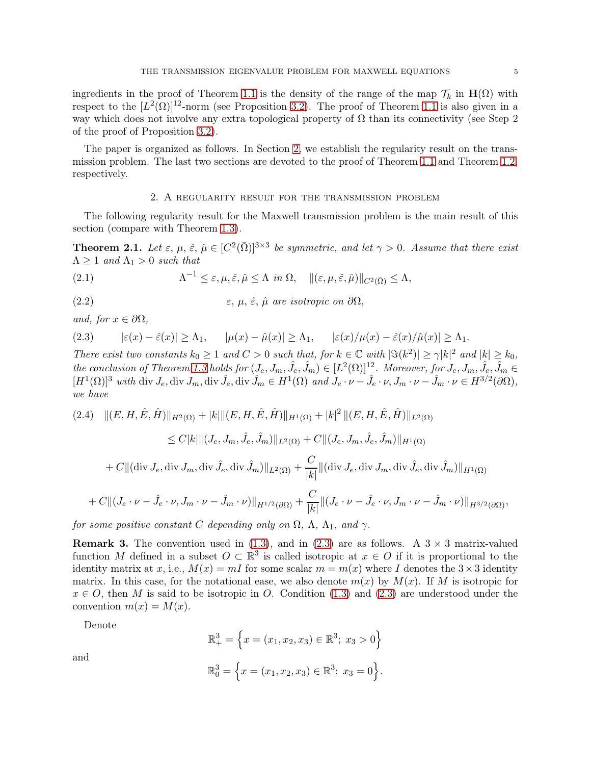ingredients in the proof of Theorem 1.1 is the density of the range of the map $\mathcal{T}_k$ in $\mathbf{H}(\Omega)$ with respect to the $[L^2(\Omega)]^{12}$-norm (see Proposition 3.2). The proof of Theorem 1.1 is also given in a way which does not involve any extra topological property of $\Omega$ than its connectivity (see Step 2 of the proof of Proposition 3.2).

The paper is organized as follows. In Section 2, we establish the regularity result on the transmission problem. The last two sections are devoted to the proof of Theorem 1.1 and Theorem 1.2, respectively.

## 2. A regularity result for the transmission problem

The following regularity result for the Maxwell transmission problem is the main result of this section (compare with Theorem 1.3).

**Theorem 2.1.** *Let $\varepsilon$, $\mu$, $\hat{\varepsilon}$, $\hat{\mu} \in [C^2(\bar{\Omega})]^{3\times 3}$ be symmetric, and let $\gamma > 0$. Assume that there exist $\Lambda \geq 1$ and $\Lambda_1 > 0$ such that*

$$\Lambda^{-1} \leq \varepsilon, \mu, \hat{\varepsilon}, \hat{\mu} \leq \Lambda \text{ in } \Omega, \quad \|(\varepsilon, \mu, \hat{\varepsilon}, \hat{\mu})\|_{C^2(\bar{\Omega})} \leq \Lambda, \tag{2.1}$$

$$\varepsilon,\ \mu,\ \hat{\varepsilon},\ \hat{\mu} \text{ are isotropic on } \partial\Omega, \tag{2.2}$$

*and, for $x \in \partial\Omega$,*

$$|\varepsilon(x) - \hat{\varepsilon}(x)| \geq \Lambda_1, \qquad |\mu(x) - \hat{\mu}(x)| \geq \Lambda_1, \qquad |\varepsilon(x)/\mu(x) - \hat{\varepsilon}(x)/\hat{\mu}(x)| \geq \Lambda_1. \tag{2.3}$$

*There exist two constants $k_0 \geq 1$ and $C > 0$ such that, for $k \in \mathbb{C}$ with $|\Im(k^2)| \geq \gamma |k|^2$ and $|k| \geq k_0$, the conclusion of Theorem 1.3 holds for $(J_e, J_m, \hat{J}_e, \hat{J}_m) \in [L^2(\Omega)]^{12}$. Moreover, for $J_e, J_m, \hat{J}_e, \hat{J}_m \in [H^1(\Omega)]^3$ with $\operatorname{div} J_e, \operatorname{div} J_m, \operatorname{div} \hat{J}_e, \operatorname{div} \hat{J}_m \in H^1(\Omega)$ and $J_e \cdot \nu - \hat{J}_e \cdot \nu, J_m \cdot \nu - \hat{J}_m \cdot \nu \in H^{3/2}(\partial\Omega)$, we have*

$$\begin{aligned}
&\|(E, H, \hat{E}, \hat{H})\|_{H^2(\Omega)} + |k| \|(E, H, \hat{E}, \hat{H})\|_{H^1(\Omega)} + |k|^2 \|(E, H, \hat{E}, \hat{H})\|_{L^2(\Omega)} \\
&\qquad \leq C|k| \|(J_e, J_m, \hat{J}_e, \hat{J}_m)\|_{L^2(\Omega)} + C\|(J_e, J_m, \hat{J}_e, \hat{J}_m)\|_{H^1(\Omega)} \\
&\qquad + C\|(\operatorname{div} J_e, \operatorname{div} J_m, \operatorname{div} \hat{J}_e, \operatorname{div} \hat{J}_m)\|_{L^2(\Omega)} + \frac{C}{|k|}\|(\operatorname{div} J_e, \operatorname{div} J_m, \operatorname{div} \hat{J}_e, \operatorname{div} \hat{J}_m)\|_{H^1(\Omega)} \\
&\qquad + C\|(J_e \cdot \nu - \hat{J}_e \cdot \nu, J_m \cdot \nu - \hat{J}_m \cdot \nu)\|_{H^{1/2}(\partial\Omega)} + \frac{C}{|k|}\|(J_e \cdot \nu - \hat{J}_e \cdot \nu, J_m \cdot \nu - \hat{J}_m \cdot \nu)\|_{H^{3/2}(\partial\Omega)},
\end{aligned} \tag{2.4}$$

*for some positive constant $C$ depending only on $\Omega$, $\Lambda$, $\Lambda_1$, and $\gamma$.*

**Remark 3.** The convention used in (1.3), and in (2.3) are as follows. A $3 \times 3$ matrix-valued function $M$ defined in a subset $O \subset \mathbb{R}^3$ is called isotropic at $x \in O$ if it is proportional to the identity matrix at $x$, i.e., $M(x) = mI$ for some scalar $m = m(x)$ where $I$ denotes the $3 \times 3$ identity matrix. In this case, for the notational ease, we also denote $m(x)$ by $M(x)$. If $M$ is isotropic for $x \in O$, then $M$ is said to be isotropic in $O$. Condition (1.3) and (2.3) are understood under the convention $m(x) = M(x)$.

Denote

$$\mathbb{R}^3_+ = \Big\{x = (x_1, x_2, x_3) \in \mathbb{R}^3;\ x_3 > 0\Big\}$$

and

$$\mathbb{R}^3_0 = \Big\{x = (x_1, x_2, x_3) \in \mathbb{R}^3;\ x_3 = 0\Big\}.$$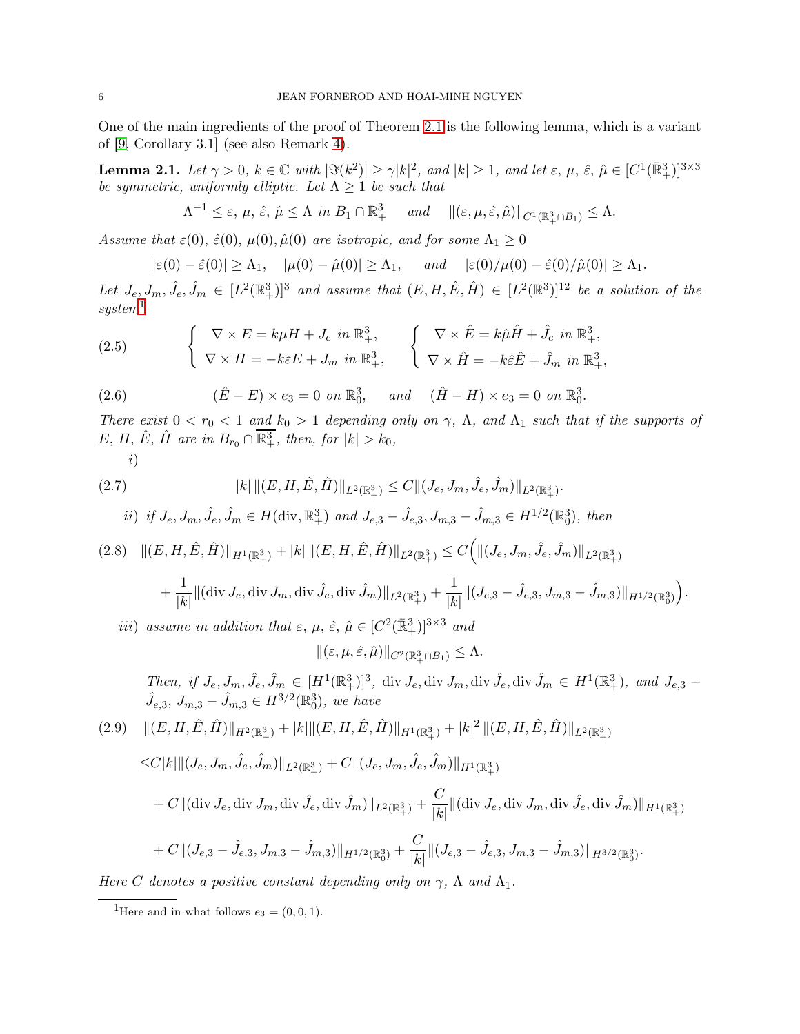One of the main ingredients of the proof of Theorem 2.1 is the following lemma, which is a variant of [9, Corollary 3.1] (see also Remark 4).

**Lemma 2.1.** *Let $\gamma > 0$, $k \in \mathbb{C}$ with $|\Im(k^2)| \ge \gamma |k|^2$, and $|k| \ge 1$, and let $\varepsilon$, $\mu$, $\hat{\varepsilon}$, $\hat{\mu} \in [C^1(\bar{\mathbb{R}}^3_+)]^{3\times 3}$ be symmetric, uniformly elliptic. Let $\Lambda \ge 1$ be such that*

$$\Lambda^{-1} \le \varepsilon,\, \mu,\, \hat{\varepsilon},\, \hat{\mu} \le \Lambda \text{ in } B_1 \cap \mathbb{R}^3_+ \quad \text{ and } \quad \|(\varepsilon, \mu, \hat{\varepsilon}, \hat{\mu})\|_{C^1(\mathbb{R}^3_+ \cap B_1)} \le \Lambda.$$

*Assume that $\varepsilon(0)$, $\hat{\varepsilon}(0)$, $\mu(0), \hat{\mu}(0)$ are isotropic, and for some $\Lambda_1 \ge 0$*

$$|\varepsilon(0) - \hat{\varepsilon}(0)| \ge \Lambda_1, \quad |\mu(0) - \hat{\mu}(0)| \ge \Lambda_1, \quad \text{ and } \quad |\varepsilon(0)/\mu(0) - \hat{\varepsilon}(0)/\hat{\mu}(0)| \ge \Lambda_1.$$

*Let $J_e, J_m, \hat{J}_e, \hat{J}_m \in [L^2(\mathbb{R}^3_+)]^3$ and assume that $(E, H, \hat{E}, \hat{H}) \in [L^2(\mathbb{R}^3)]^{12}$ be a solution of the system*[1]

$$\left\{ \begin{array}{l} \nabla \times E = k\mu H + J_e \text{ in } \mathbb{R}^3_+, \\ \nabla \times H = -k\varepsilon E + J_m \text{ in } \mathbb{R}^3_+, \end{array} \right. \qquad \left\{ \begin{array}{l} \nabla \times \hat{E} = k\hat{\mu}\hat{H} + \hat{J}_e \text{ in } \mathbb{R}^3_+, \\ \nabla \times \hat{H} = -k\hat{\varepsilon}\hat{E} + \hat{J}_m \text{ in } \mathbb{R}^3_+, \end{array} \right. \tag{2.5}$$

$$(\hat{E} - E) \times e_3 = 0 \text{ on } \mathbb{R}^3_0, \quad \text{ and } \quad (\hat{H} - H) \times e_3 = 0 \text{ on } \mathbb{R}^3_0. \tag{2.6}$$

*There exist $0 < r_0 < 1$ and $k_0 > 1$ depending only on $\gamma$, $\Lambda$, and $\Lambda_1$ such that if the supports of $E$, $H$, $\hat{E}$, $\hat{H}$ are in $B_{r_0} \cap \overline{\mathbb{R}^3_+}$, then, for $|k| > k_0$,*

*i)*

$$|k|\, \|(E, H, \hat{E}, \hat{H})\|_{L^2(\mathbb{R}^3_+)} \le C \|(J_e, J_m, \hat{J}_e, \hat{J}_m)\|_{L^2(\mathbb{R}^3_+)}. \tag{2.7}$$

*ii) if $J_e, J_m, \hat{J}_e, \hat{J}_m \in H(\operatorname{div}, \mathbb{R}^3_+)$ and $J_{e,3} - \hat{J}_{e,3}, J_{m,3} - \hat{J}_{m,3} \in H^{1/2}(\mathbb{R}^3_0)$, then*

$$\begin{aligned} \|(E, H, \hat{E}, \hat{H})\|_{H^1(\mathbb{R}^3_+)} + |k|\, \|(E, H, \hat{E}, \hat{H})\|_{L^2(\mathbb{R}^3_+)} \le C \Big( \|(J_e, J_m, \hat{J}_e, \hat{J}_m)\|_{L^2(\mathbb{R}^3_+)} \\ + \frac{1}{|k|} \|(\operatorname{div} J_e, \operatorname{div} J_m, \operatorname{div} \hat{J}_e, \operatorname{div} \hat{J}_m)\|_{L^2(\mathbb{R}^3_+)} + \frac{1}{|k|} \|(J_{e,3} - \hat{J}_{e,3}, J_{m,3} - \hat{J}_{m,3})\|_{H^{1/2}(\mathbb{R}^3_0)} \Big). \end{aligned} \tag{2.8}$$

*iii) assume in addition that $\varepsilon$, $\mu$, $\hat{\varepsilon}$, $\hat{\mu} \in [C^2(\bar{\mathbb{R}}^3_+)]^{3\times 3}$ and*

$$\|(\varepsilon, \mu, \hat{\varepsilon}, \hat{\mu})\|_{C^2(\mathbb{R}^3_+ \cap B_1)} \le \Lambda.$$

*Then, if $J_e, J_m, \hat{J}_e, \hat{J}_m \in [H^1(\mathbb{R}^3_+)]^3$, $\operatorname{div} J_e, \operatorname{div} J_m, \operatorname{div} \hat{J}_e, \operatorname{div} \hat{J}_m \in H^1(\mathbb{R}^3_+)$, and $J_{e,3} - \hat{J}_{e,3}$, $J_{m,3} - \hat{J}_{m,3} \in H^{3/2}(\mathbb{R}^3_0)$, we have*

$$\begin{aligned} & \|(E, H, \hat{E}, \hat{H})\|_{H^2(\mathbb{R}^3_+)} + |k| \|(E, H, \hat{E}, \hat{H})\|_{H^1(\mathbb{R}^3_+)} + |k|^2 \|(E, H, \hat{E}, \hat{H})\|_{L^2(\mathbb{R}^3_+)} \\ \le & C|k| \|(J_e, J_m, \hat{J}_e, \hat{J}_m)\|_{L^2(\mathbb{R}^3_+)} + C \|(J_e, J_m, \hat{J}_e, \hat{J}_m)\|_{H^1(\mathbb{R}^3_+)} \\ & + C \|(\operatorname{div} J_e, \operatorname{div} J_m, \operatorname{div} \hat{J}_e, \operatorname{div} \hat{J}_m)\|_{L^2(\mathbb{R}^3_+)} + \frac{C}{|k|} \|(\operatorname{div} J_e, \operatorname{div} J_m, \operatorname{div} \hat{J}_e, \operatorname{div} \hat{J}_m)\|_{H^1(\mathbb{R}^3_+)} \\ & + C \|(J_{e,3} - \hat{J}_{e,3}, J_{m,3} - \hat{J}_{m,3})\|_{H^{1/2}(\mathbb{R}^3_0)} + \frac{C}{|k|} \|(J_{e,3} - \hat{J}_{e,3}, J_{m,3} - \hat{J}_{m,3})\|_{H^{3/2}(\mathbb{R}^3_0)}. \end{aligned} \tag{2.9}$$

*Here $C$ denotes a positive constant depending only on $\gamma$, $\Lambda$ and $\Lambda_1$.*

---

[1] Here and in what follows $e_3 = (0, 0, 1)$.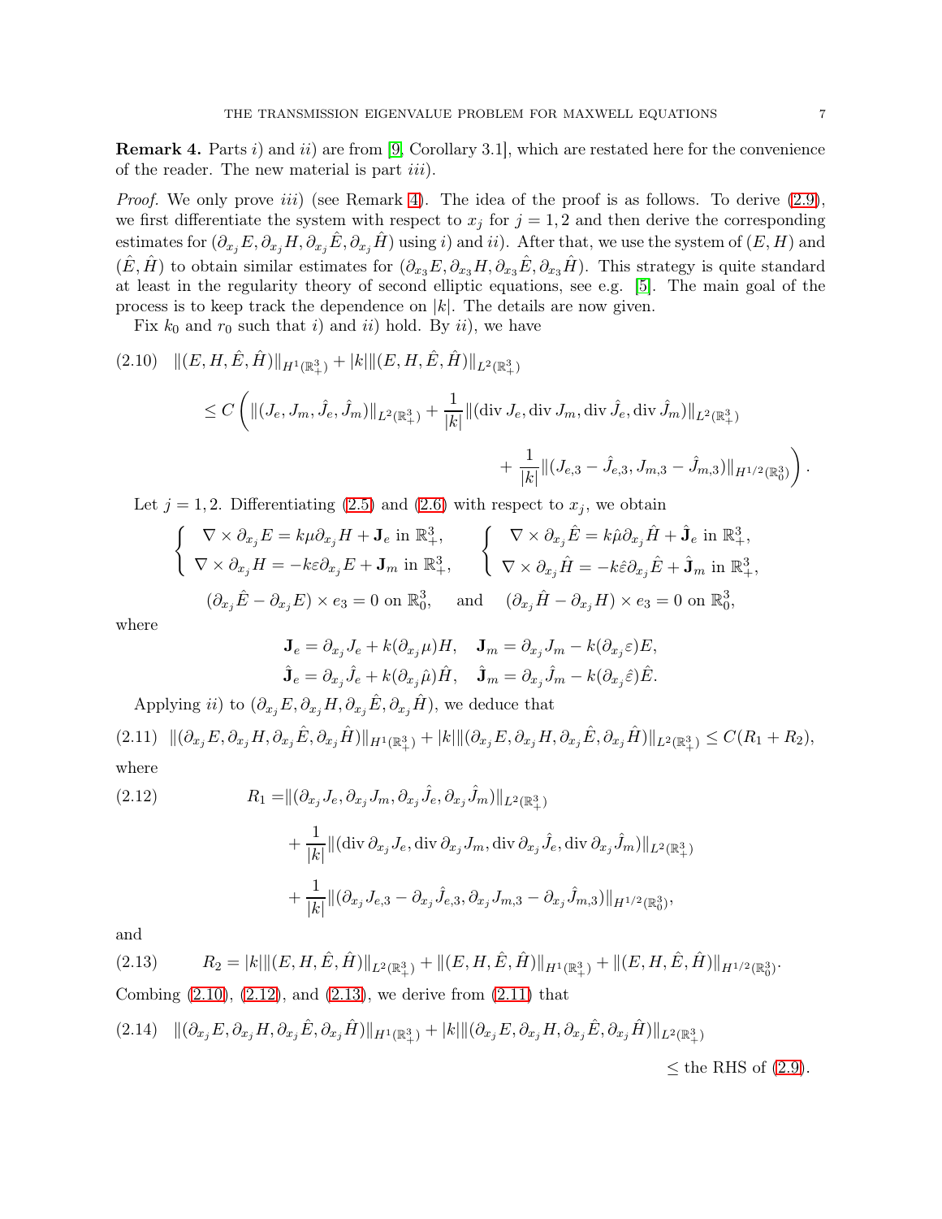**Remark 4.** Parts *i)* and *ii)* are from [9, Corollary 3.1], which are restated here for the convenience of the reader. The new material is part *iii)*.

*Proof.* We only prove *iii)* (see Remark 4). The idea of the proof is as follows. To derive (2.9), we first differentiate the system with respect to $x_j$ for $j = 1, 2$ and then derive the corresponding estimates for $(\partial_{x_j} E, \partial_{x_j} H, \partial_{x_j} \hat{E}, \partial_{x_j} \hat{H})$ using *i)* and *ii)*. After that, we use the system of $(E, H)$ and $(\hat{E}, \hat{H})$ to obtain similar estimates for $(\partial_{x_3} E, \partial_{x_3} H, \partial_{x_3} \hat{E}, \partial_{x_3} \hat{H})$. This strategy is quite standard at least in the regularity theory of second elliptic equations, see e.g. [5]. The main goal of the process is to keep track the dependence on $|k|$. The details are now given.

Fix $k_0$ and $r_0$ such that *i)* and *ii)* hold. By *ii)*, we have

$$
\begin{aligned}
(2.10)\quad & \|(E, H, \hat{E}, \hat{H})\|_{H^1(\mathbb{R}^3_+)} + |k| \|(E, H, \hat{E}, \hat{H})\|_{L^2(\mathbb{R}^3_+)} \\
& \le C \Bigg( \|(J_e, J_m, \hat{J}_e, \hat{J}_m)\|_{L^2(\mathbb{R}^3_+)} + \frac{1}{|k|} \|(\operatorname{div} J_e, \operatorname{div} J_m, \operatorname{div} \hat{J}_e, \operatorname{div} \hat{J}_m)\|_{L^2(\mathbb{R}^3_+)} \\
& \qquad + \frac{1}{|k|} \|(J_{e,3} - \hat{J}_{e,3}, J_{m,3} - \hat{J}_{m,3})\|_{H^{1/2}(\mathbb{R}^3_0)} \Bigg).
\end{aligned}
$$

Let $j = 1, 2$. Differentiating (2.5) and (2.6) with respect to $x_j$, we obtain

$$
\begin{cases}
\nabla \times \partial_{x_j} E = k\mu \partial_{x_j} H + \mathbf{J}_e \text{ in } \mathbb{R}^3_+, \\
\nabla \times \partial_{x_j} H = -k\varepsilon \partial_{x_j} E + \mathbf{J}_m \text{ in } \mathbb{R}^3_+,
\end{cases}
\qquad
\begin{cases}
\nabla \times \partial_{x_j} \hat{E} = k\hat{\mu} \partial_{x_j} \hat{H} + \hat{\mathbf{J}}_e \text{ in } \mathbb{R}^3_+, \\
\nabla \times \partial_{x_j} \hat{H} = -k\hat{\varepsilon} \partial_{x_j} \hat{E} + \hat{\mathbf{J}}_m \text{ in } \mathbb{R}^3_+,
\end{cases}
$$

$$
(\partial_{x_j} \hat{E} - \partial_{x_j} E) \times e_3 = 0 \text{ on } \mathbb{R}^3_0, \quad \text{and} \quad (\partial_{x_j} \hat{H} - \partial_{x_j} H) \times e_3 = 0 \text{ on } \mathbb{R}^3_0,
$$

where

$$
\begin{aligned}
\mathbf{J}_e &= \partial_{x_j} J_e + k(\partial_{x_j} \mu) H, \quad \mathbf{J}_m = \partial_{x_j} J_m - k(\partial_{x_j} \varepsilon) E, \\
\hat{\mathbf{J}}_e &= \partial_{x_j} \hat{J}_e + k(\partial_{x_j} \hat{\mu}) \hat{H}, \quad \hat{\mathbf{J}}_m = \partial_{x_j} \hat{J}_m - k(\partial_{x_j} \hat{\varepsilon}) \hat{E}.
\end{aligned}
$$

Applying *ii)* to $(\partial_{x_j} E, \partial_{x_j} H, \partial_{x_j} \hat{E}, \partial_{x_j} \hat{H})$, we deduce that

$$
(2.11)\quad \|(\partial_{x_j} E, \partial_{x_j} H, \partial_{x_j} \hat{E}, \partial_{x_j} \hat{H})\|_{H^1(\mathbb{R}^3_+)} + |k| \|(\partial_{x_j} E, \partial_{x_j} H, \partial_{x_j} \hat{E}, \partial_{x_j} \hat{H})\|_{L^2(\mathbb{R}^3_+)} \le C(R_1 + R_2),
$$

where

$$
\begin{aligned}
(2.12)\qquad R_1 =& \|(\partial_{x_j} J_e, \partial_{x_j} J_m, \partial_{x_j} \hat{J}_e, \partial_{x_j} \hat{J}_m)\|_{L^2(\mathbb{R}^3_+)} \\
& + \frac{1}{|k|} \|(\operatorname{div} \partial_{x_j} J_e, \operatorname{div} \partial_{x_j} J_m, \operatorname{div} \partial_{x_j} \hat{J}_e, \operatorname{div} \partial_{x_j} \hat{J}_m)\|_{L^2(\mathbb{R}^3_+)} \\
& + \frac{1}{|k|} \|(\partial_{x_j} J_{e,3} - \partial_{x_j} \hat{J}_{e,3}, \partial_{x_j} J_{m,3} - \partial_{x_j} \hat{J}_{m,3})\|_{H^{1/2}(\mathbb{R}^3_0)},
\end{aligned}
$$

and

$$
(2.13)\qquad R_2 = |k| \|(E, H, \hat{E}, \hat{H})\|_{L^2(\mathbb{R}^3_+)} + \|(E, H, \hat{E}, \hat{H})\|_{H^1(\mathbb{R}^3_+)} + \|(E, H, \hat{E}, \hat{H})\|_{H^{1/2}(\mathbb{R}^3_0)}.
$$

Combing (2.10), (2.12), and (2.13), we derive from (2.11) that

$$
\begin{aligned}
(2.14)\quad & \|(\partial_{x_j} E, \partial_{x_j} H, \partial_{x_j} \hat{E}, \partial_{x_j} \hat{H})\|_{H^1(\mathbb{R}^3_+)} + |k| \|(\partial_{x_j} E, \partial_{x_j} H, \partial_{x_j} \hat{E}, \partial_{x_j} \hat{H})\|_{L^2(\mathbb{R}^3_+)} \\
& \le \text{the RHS of (2.9)}.
\end{aligned}
$$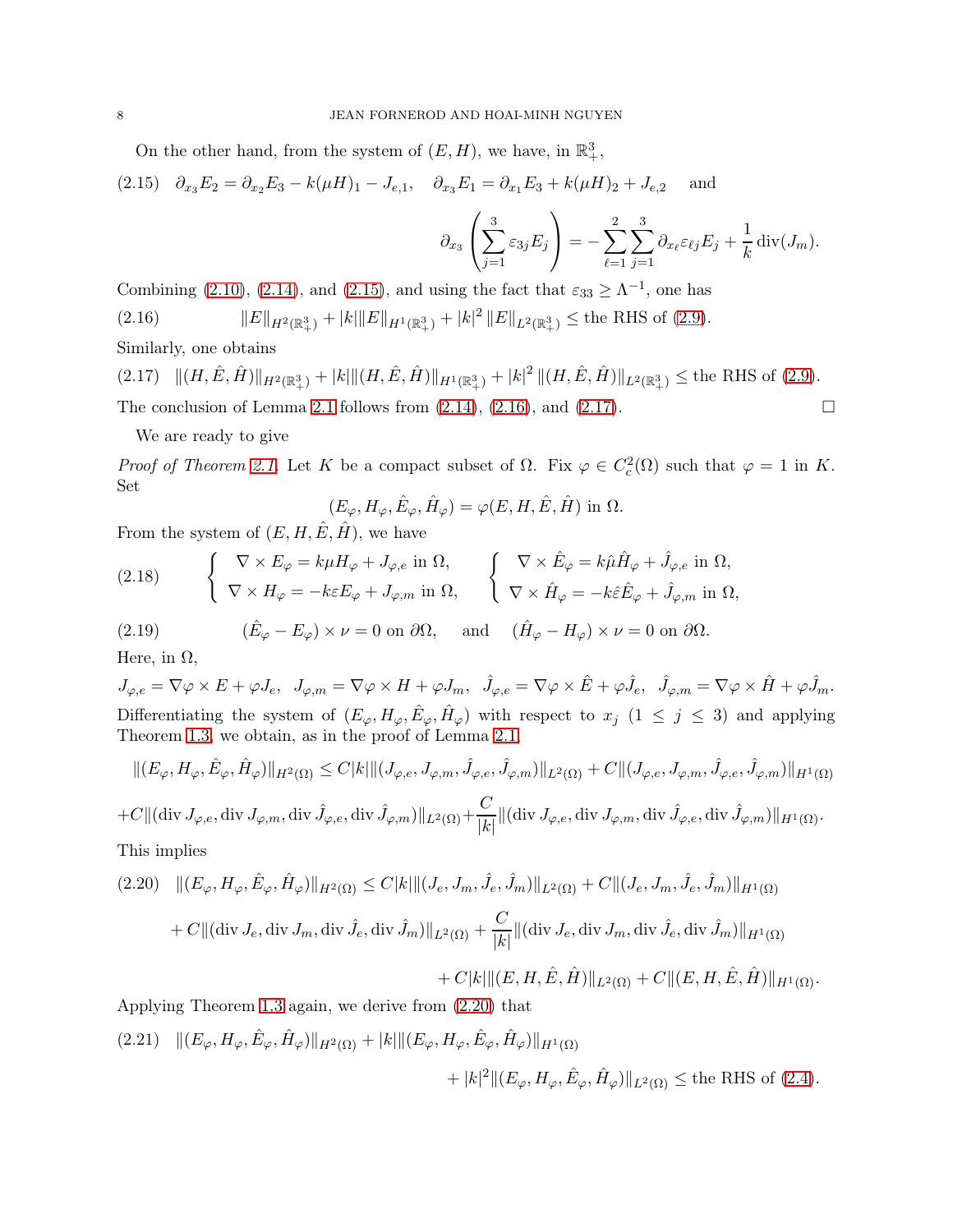On the other hand, from the system of $(E, H)$, we have, in $\mathbb{R}^3_+$,

$$\partial_{x_3} E_2 = \partial_{x_2} E_3 - k(\mu H)_1 - J_{e,1}, \quad \partial_{x_3} E_1 = \partial_{x_1} E_3 + k(\mu H)_2 + J_{e,2} \quad \text{and} \tag{2.15}$$

$$\partial_{x_3}\left(\sum_{j=1}^3 \varepsilon_{3j} E_j\right) = -\sum_{\ell=1}^2 \sum_{j=1}^3 \partial_{x_\ell} \varepsilon_{\ell j} E_j + \frac{1}{k}\operatorname{div}(J_m).$$

Combining (2.10), (2.14), and (2.15), and using the fact that $\varepsilon_{33} \ge \Lambda^{-1}$, one has

$$\|E\|_{H^2(\mathbb{R}^3_+)} + |k| \|E\|_{H^1(\mathbb{R}^3_+)} + |k|^2 \|E\|_{L^2(\mathbb{R}^3_+)} \le \text{the RHS of (2.9)}. \tag{2.16}$$

Similarly, one obtains

$$\|(H, \hat{E}, \hat{H})\|_{H^2(\mathbb{R}^3_+)} + |k| \|(H, \hat{E}, \hat{H})\|_{H^1(\mathbb{R}^3_+)} + |k|^2 \|(H, \hat{E}, \hat{H})\|_{L^2(\mathbb{R}^3_+)} \le \text{the RHS of (2.9)}. \tag{2.17}$$

The conclusion of Lemma 2.1 follows from (2.14), (2.16), and (2.17). $\square$

We are ready to give

*Proof of Theorem 2.1.* Let $K$ be a compact subset of $\Omega$. Fix $\varphi \in C^2_c(\Omega)$ such that $\varphi = 1$ in $K$. Set

$$(E_\varphi, H_\varphi, \hat{E}_\varphi, \hat{H}_\varphi) = \varphi(E, H, \hat{E}, \hat{H}) \text{ in } \Omega.$$

From the system of $(E, H, \hat{E}, \hat{H})$, we have

$$\begin{cases} \nabla \times E_\varphi = k\mu H_\varphi + J_{\varphi,e} \text{ in } \Omega, \\ \nabla \times H_\varphi = -k\varepsilon E_\varphi + J_{\varphi,m} \text{ in } \Omega, \end{cases} \quad \begin{cases} \nabla \times \hat{E}_\varphi = k\hat{\mu} \hat{H}_\varphi + \hat{J}_{\varphi,e} \text{ in } \Omega, \\ \nabla \times \hat{H}_\varphi = -k\hat{\varepsilon} \hat{E}_\varphi + \hat{J}_{\varphi,m} \text{ in } \Omega, \end{cases} \tag{2.18}$$

$$(\hat{E}_\varphi - E_\varphi) \times \nu = 0 \text{ on } \partial\Omega, \quad \text{and} \quad (\hat{H}_\varphi - H_\varphi) \times \nu = 0 \text{ on } \partial\Omega. \tag{2.19}$$

Here, in $\Omega$,

$$J_{\varphi,e} = \nabla\varphi \times E + \varphi J_e, \quad J_{\varphi,m} = \nabla\varphi \times H + \varphi J_m, \quad \hat{J}_{\varphi,e} = \nabla\varphi \times \hat{E} + \varphi \hat{J}_e, \quad \hat{J}_{\varphi,m} = \nabla\varphi \times \hat{H} + \varphi \hat{J}_m.$$

Differentiating the system of $(E_\varphi, H_\varphi, \hat{E}_\varphi, \hat{H}_\varphi)$ with respect to $x_j$ ($1 \le j \le 3$) and applying Theorem 1.3, we obtain, as in the proof of Lemma 2.1,

$$\|(E_\varphi, H_\varphi, \hat{E}_\varphi, \hat{H}_\varphi)\|_{H^2(\Omega)} \le C|k| \|(J_{\varphi,e}, J_{\varphi,m}, \hat{J}_{\varphi,e}, \hat{J}_{\varphi,m})\|_{L^2(\Omega)} + C\|(J_{\varphi,e}, J_{\varphi,m}, \hat{J}_{\varphi,e}, \hat{J}_{\varphi,m})\|_{H^1(\Omega)}$$

$$+ C\|(\operatorname{div} J_{\varphi,e}, \operatorname{div} J_{\varphi,m}, \operatorname{div} \hat{J}_{\varphi,e}, \operatorname{div} \hat{J}_{\varphi,m})\|_{L^2(\Omega)} + \frac{C}{|k|}\|(\operatorname{div} J_{\varphi,e}, \operatorname{div} J_{\varphi,m}, \operatorname{div} \hat{J}_{\varphi,e}, \operatorname{div} \hat{J}_{\varphi,m})\|_{H^1(\Omega)}.$$

This implies

$$\begin{aligned} \|(E_\varphi, H_\varphi, \hat{E}_\varphi, \hat{H}_\varphi)\|_{H^2(\Omega)} &\le C|k| \|(J_e, J_m, \hat{J}_e, \hat{J}_m)\|_{L^2(\Omega)} + C\|(J_e, J_m, \hat{J}_e, \hat{J}_m)\|_{H^1(\Omega)} \\ &+ C\|(\operatorname{div} J_e, \operatorname{div} J_m, \operatorname{div} \hat{J}_e, \operatorname{div} \hat{J}_m)\|_{L^2(\Omega)} + \frac{C}{|k|}\|(\operatorname{div} J_e, \operatorname{div} J_m, \operatorname{div} \hat{J}_e, \operatorname{div} \hat{J}_m)\|_{H^1(\Omega)} \\ &+ C|k| \|(E, H, \hat{E}, \hat{H})\|_{L^2(\Omega)} + C\|(E, H, \hat{E}, \hat{H})\|_{H^1(\Omega)}. \end{aligned} \tag{2.20}$$

Applying Theorem 1.3 again, we derive from (2.20) that

$$\begin{aligned} \|(E_\varphi, H_\varphi, \hat{E}_\varphi, \hat{H}_\varphi)\|_{H^2(\Omega)} &+ |k| \|(E_\varphi, H_\varphi, \hat{E}_\varphi, \hat{H}_\varphi)\|_{H^1(\Omega)} \\ &+ |k|^2 \|(E_\varphi, H_\varphi, \hat{E}_\varphi, \hat{H}_\varphi)\|_{L^2(\Omega)} \le \text{the RHS of (2.4)}. \end{aligned} \tag{2.21}$$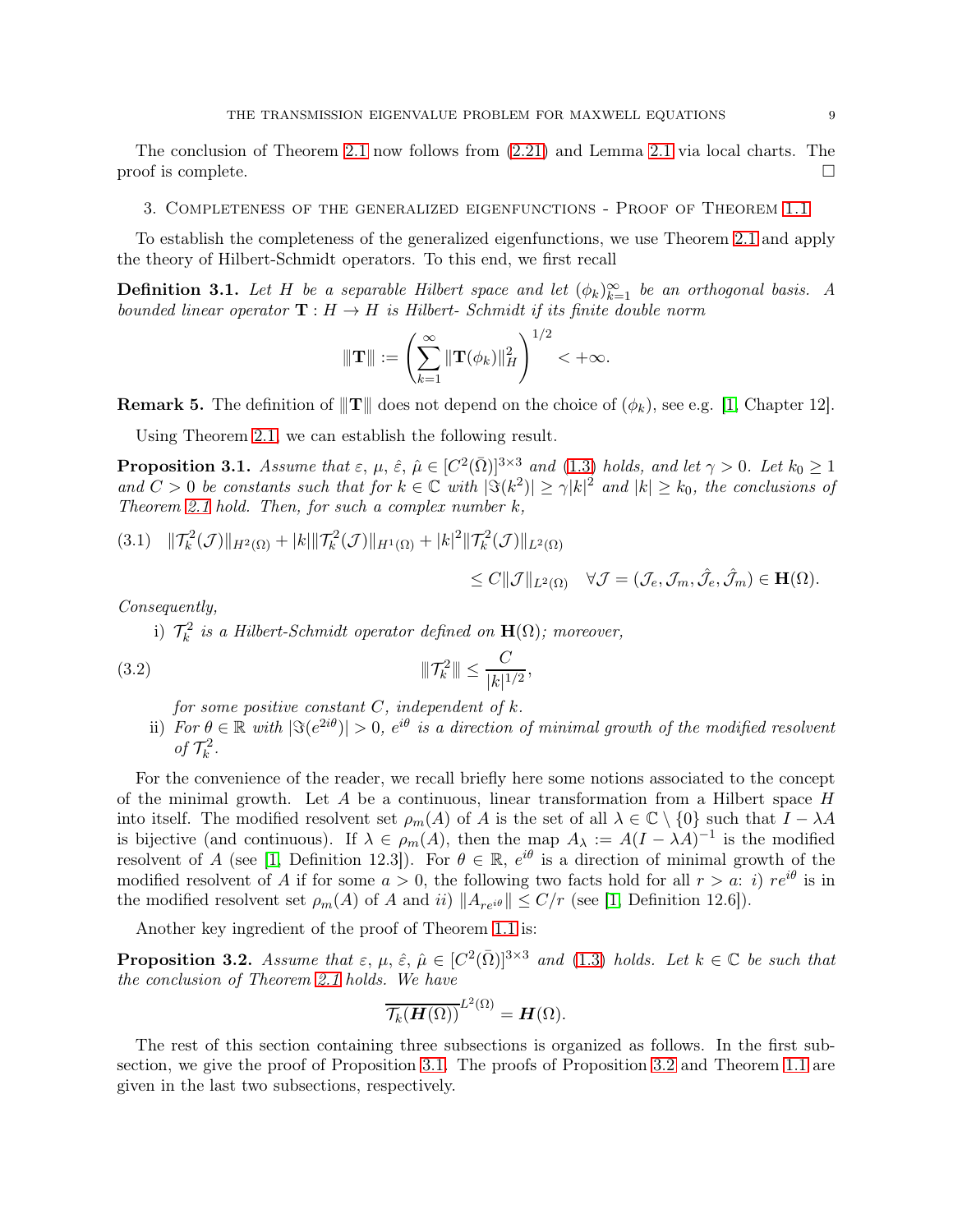The conclusion of Theorem 2.1 now follows from (2.21) and Lemma 2.1 via local charts. The proof is complete. □

## 3. Completeness of the generalized eigenfunctions - Proof of Theorem 1.1

To establish the completeness of the generalized eigenfunctions, we use Theorem 2.1 and apply the theory of Hilbert-Schmidt operators. To this end, we first recall

**Definition 3.1.** *Let $H$ be a separable Hilbert space and let $(\phi_k)_{k=1}^{\infty}$ be an orthogonal basis. A bounded linear operator $\mathbf{T} : H \to H$ is Hilbert- Schmidt if its finite double norm*

$$
\|\!|\mathbf{T}\|\!| := \left( \sum_{k=1}^{\infty} \|\mathbf{T}(\phi_k)\|_H^2 \right)^{1/2} < +\infty.
$$

**Remark 5.** The definition of $\|\!|\mathbf{T}\|\!|$ does not depend on the choice of $(\phi_k)$, see e.g. [1, Chapter 12].

Using Theorem 2.1, we can establish the following result.

**Proposition 3.1.** *Assume that $\varepsilon$, $\mu$, $\hat{\varepsilon}$, $\hat{\mu} \in [C^2(\bar{\Omega})]^{3\times 3}$ and (1.3) holds, and let $\gamma > 0$. Let $k_0 \geq 1$ and $C > 0$ be constants such that for $k \in \mathbb{C}$ with $|\Im(k^2)| \geq \gamma |k|^2$ and $|k| \geq k_0$, the conclusions of Theorem 2.1 hold. Then, for such a complex number $k$,*

$$
(3.1) \quad \|\mathcal{T}_k^2(\mathcal{J})\|_{H^2(\Omega)} + |k| \|\mathcal{T}_k^2(\mathcal{J})\|_{H^1(\Omega)} + |k|^2 \|\mathcal{T}_k^2(\mathcal{J})\|_{L^2(\Omega)} \leq C \|\mathcal{J}\|_{L^2(\Omega)} \quad \forall \mathcal{J} = (\mathcal{J}_e, \mathcal{J}_m, \hat{\mathcal{J}}_e, \hat{\mathcal{J}}_m) \in \mathbf{H}(\Omega).
$$

*Consequently,*

i) *$\mathcal{T}_k^2$ is a Hilbert-Schmidt operator defined on $\mathbf{H}(\Omega)$; moreover,*

$$
(3.2) \qquad \|\!|\mathcal{T}_k^2\|\!| \leq \frac{C}{|k|^{1/2}},
$$

*for some positive constant $C$, independent of $k$.*

ii) *For $\theta \in \mathbb{R}$ with $|\Im(e^{2i\theta})| > 0$, $e^{i\theta}$ is a direction of minimal growth of the modified resolvent of $\mathcal{T}_k^2$.*

For the convenience of the reader, we recall briefly here some notions associated to the concept of the minimal growth. Let $A$ be a continuous, linear transformation from a Hilbert space $H$ into itself. The modified resolvent set $\rho_m(A)$ of $A$ is the set of all $\lambda \in \mathbb{C} \setminus \{0\}$ such that $I - \lambda A$ is bijective (and continuous). If $\lambda \in \rho_m(A)$, then the map $A_\lambda := A(I - \lambda A)^{-1}$ is the modified resolvent of $A$ (see [1, Definition 12.3]). For $\theta \in \mathbb{R}$, $e^{i\theta}$ is a direction of minimal growth of the modified resolvent of $A$ if for some $a > 0$, the following two facts hold for all $r > a$: *i)* $re^{i\theta}$ is in the modified resolvent set $\rho_m(A)$ of $A$ and *ii)* $\|A_{re^{i\theta}}\| \leq C/r$ (see [1, Definition 12.6]).

Another key ingredient of the proof of Theorem 1.1 is:

**Proposition 3.2.** *Assume that $\varepsilon$, $\mu$, $\hat{\varepsilon}$, $\hat{\mu} \in [C^2(\bar{\Omega})]^{3\times 3}$ and (1.3) holds. Let $k \in \mathbb{C}$ be such that the conclusion of Theorem 2.1 holds. We have*

$$
\overline{\mathcal{T}_k(\boldsymbol{H}(\Omega))}^{L^2(\Omega)} = \boldsymbol{H}(\Omega).
$$

The rest of this section containing three subsections is organized as follows. In the first subsection, we give the proof of Proposition 3.1. The proofs of Proposition 3.2 and Theorem 1.1 are given in the last two subsections, respectively.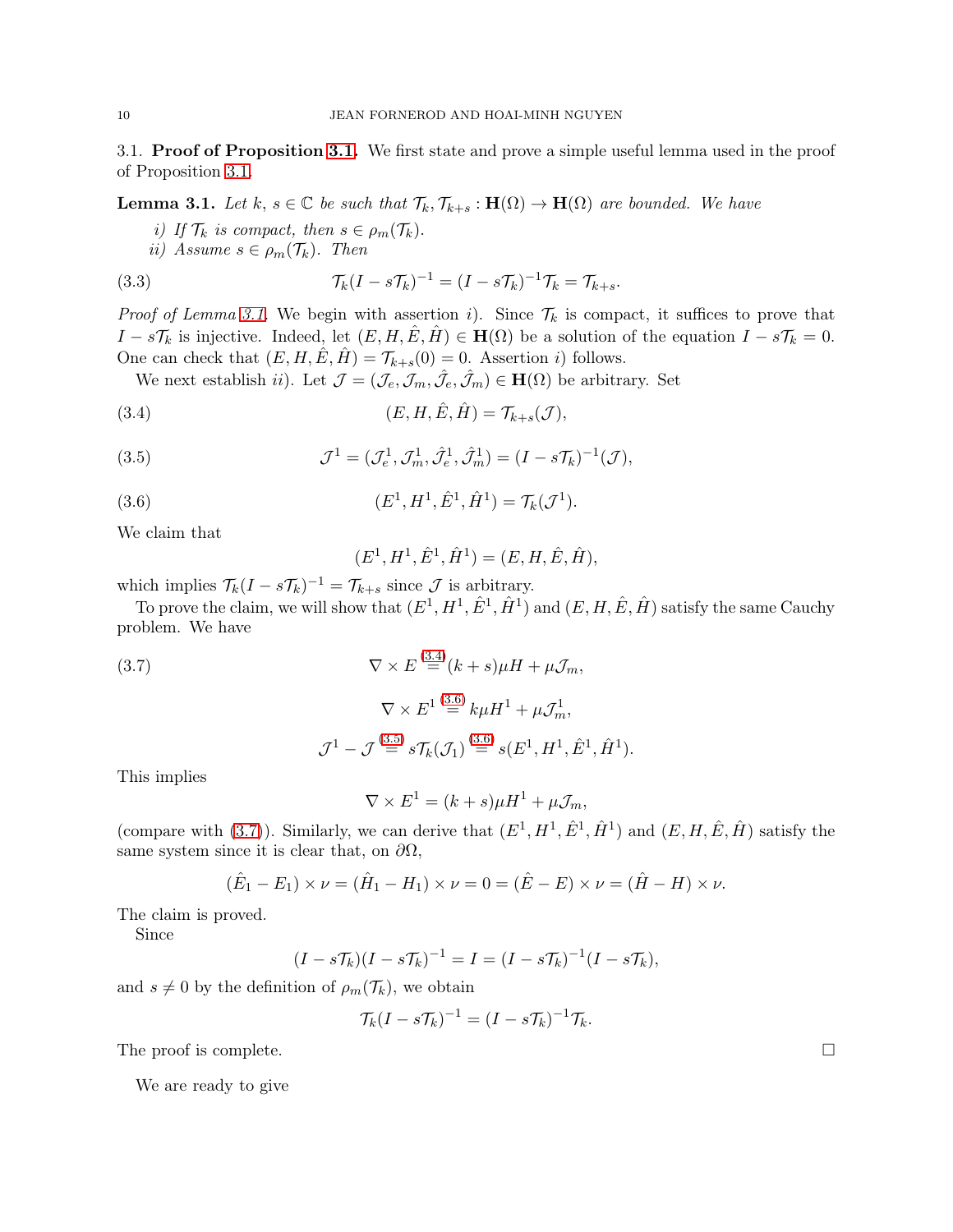## 3.1. **Proof of Proposition 3.1.**

We first state and prove a simple useful lemma used in the proof of Proposition 3.1.

**Lemma 3.1.** *Let $k$, $s \in \mathbb{C}$ be such that $\mathcal{T}_k, \mathcal{T}_{k+s} : \mathbf{H}(\Omega) \to \mathbf{H}(\Omega)$ are bounded. We have*

*i) If $\mathcal{T}_k$ is compact, then $s \in \rho_m(\mathcal{T}_k)$.*

*ii) Assume $s \in \rho_m(\mathcal{T}_k)$. Then*

$$\mathcal{T}_k(I - s\mathcal{T}_k)^{-1} = (I - s\mathcal{T}_k)^{-1}\mathcal{T}_k = \mathcal{T}_{k+s}. \tag{3.3}$$

*Proof of Lemma 3.1.* We begin with assertion *i*). Since $\mathcal{T}_k$ is compact, it suffices to prove that $I - s\mathcal{T}_k$ is injective. Indeed, let $(E, H, \hat{E}, \hat{H}) \in \mathbf{H}(\Omega)$ be a solution of the equation $I - s\mathcal{T}_k = 0$. One can check that $(E, H, \hat{E}, \hat{H}) = \mathcal{T}_{k+s}(0) = 0$. Assertion *i*) follows.

We next establish *ii*). Let $\mathcal{J} = (\mathcal{J}_e, \mathcal{J}_m, \hat{\mathcal{J}}_e, \hat{\mathcal{J}}_m) \in \mathbf{H}(\Omega)$ be arbitrary. Set

$$(E, H, \hat{E}, \hat{H}) = \mathcal{T}_{k+s}(\mathcal{J}), \tag{3.4}$$

$$\mathcal{J}^1 = (\mathcal{J}_e^1, \mathcal{J}_m^1, \hat{\mathcal{J}}_e^1, \hat{\mathcal{J}}_m^1) = (I - s\mathcal{T}_k)^{-1}(\mathcal{J}), \tag{3.5}$$

$$(E^1, H^1, \hat{E}^1, \hat{H}^1) = \mathcal{T}_k(\mathcal{J}^1). \tag{3.6}$$

We claim that

$$(E^1, H^1, \hat{E}^1, \hat{H}^1) = (E, H, \hat{E}, \hat{H}),$$

which implies $\mathcal{T}_k(I - s\mathcal{T}_k)^{-1} = \mathcal{T}_{k+s}$ since $\mathcal{J}$ is arbitrary.

To prove the claim, we will show that $(E^1, H^1, \hat{E}^1, \hat{H}^1)$ and $(E, H, \hat{E}, \hat{H})$ satisfy the same Cauchy problem. We have

$$\nabla \times E \overset{(3.4)}{=} (k+s)\mu H + \mu \mathcal{J}_m, \tag{3.7}$$

$$\nabla \times E^1 \overset{(3.6)}{=} k\mu H^1 + \mu \mathcal{J}_m^1,$$

$$\mathcal{J}^1 - \mathcal{J} \overset{(3.5)}{=} s\mathcal{T}_k(\mathcal{J}_1) \overset{(3.6)}{=} s(E^1, H^1, \hat{E}^1, \hat{H}^1).$$

This implies

$$\nabla \times E^1 = (k+s)\mu H^1 + \mu \mathcal{J}_m,$$

(compare with (3.7)). Similarly, we can derive that $(E^1, H^1, \hat{E}^1, \hat{H}^1)$ and $(E, H, \hat{E}, \hat{H})$ satisfy the same system since it is clear that, on $\partial\Omega$,

$$(\hat{E}_1 - E_1) \times \nu = (\hat{H}_1 - H_1) \times \nu = 0 = (\hat{E} - E) \times \nu = (\hat{H} - H) \times \nu.$$

The claim is proved.

Since

$$(I - s\mathcal{T}_k)(I - s\mathcal{T}_k)^{-1} = I = (I - s\mathcal{T}_k)^{-1}(I - s\mathcal{T}_k),$$

and $s \neq 0$ by the definition of $\rho_m(\mathcal{T}_k)$, we obtain

$$\mathcal{T}_k(I - s\mathcal{T}_k)^{-1} = (I - s\mathcal{T}_k)^{-1}\mathcal{T}_k.$$

The proof is complete. $\square$

We are ready to give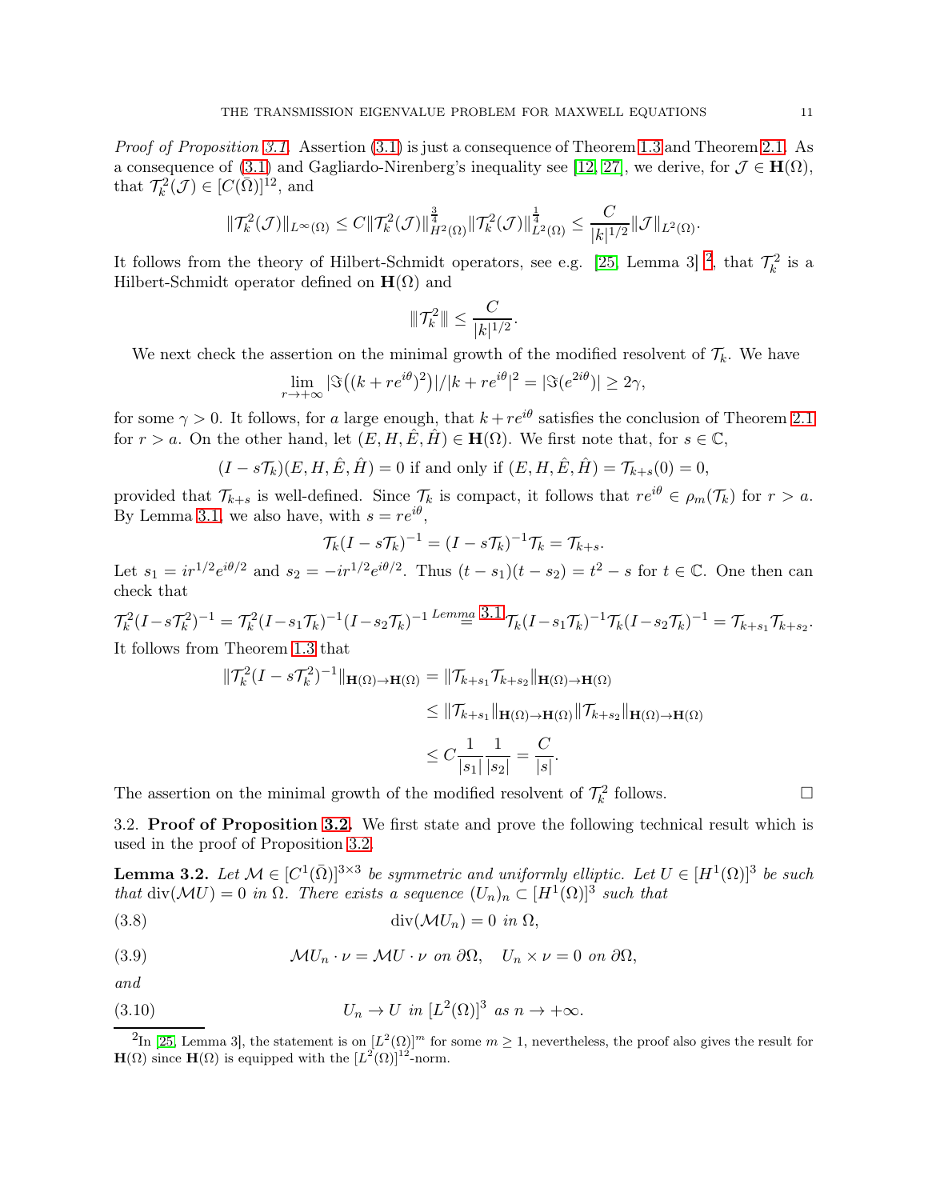*Proof of Proposition 3.1.* Assertion (3.1) is just a consequence of Theorem 1.3 and Theorem 2.1. As a consequence of (3.1) and Gagliardo-Nirenberg's inequality see [12, 27], we derive, for $\mathcal{J} \in \mathbf{H}(\Omega)$, that $\mathcal{T}_k^2(\mathcal{J}) \in [C(\bar{\Omega})]^{12}$, and

$$\|\mathcal{T}_k^2(\mathcal{J})\|_{L^\infty(\Omega)} \le C \|\mathcal{T}_k^2(\mathcal{J})\|_{H^2(\Omega)}^{\frac{3}{4}} \|\mathcal{T}_k^2(\mathcal{J})\|_{L^2(\Omega)}^{\frac{1}{4}} \le \frac{C}{|k|^{1/2}} \|\mathcal{J}\|_{L^2(\Omega)}.$$

It follows from the theory of Hilbert-Schmidt operators, see e.g. [25, Lemma 3] [2], that $\mathcal{T}_k^2$ is a Hilbert-Schmidt operator defined on $\mathbf{H}(\Omega)$ and

$$|||\mathcal{T}_k^2||| \le \frac{C}{|k|^{1/2}}.$$

We next check the assertion on the minimal growth of the modified resolvent of $\mathcal{T}_k$. We have

$$\lim_{r \to +\infty} |\Im\big((k + re^{i\theta})^2\big)|/|k + re^{i\theta}|^2 = |\Im(e^{2i\theta})| \ge 2\gamma,$$

for some $\gamma > 0$. It follows, for $a$ large enough, that $k + re^{i\theta}$ satisfies the conclusion of Theorem 2.1 for $r > a$. On the other hand, let $(E, H, \hat{E}, \hat{H}) \in \mathbf{H}(\Omega)$. We first note that, for $s \in \mathbb{C}$,

$$(I - s\mathcal{T}_k)(E, H, \hat{E}, \hat{H}) = 0 \text{ if and only if } (E, H, \hat{E}, \hat{H}) = \mathcal{T}_{k+s}(0) = 0,$$

provided that $\mathcal{T}_{k+s}$ is well-defined. Since $\mathcal{T}_k$ is compact, it follows that $re^{i\theta} \in \rho_m(\mathcal{T}_k)$ for $r > a$. By Lemma 3.1, we also have, with $s = re^{i\theta}$,

$$\mathcal{T}_k(I - s\mathcal{T}_k)^{-1} = (I - s\mathcal{T}_k)^{-1}\mathcal{T}_k = \mathcal{T}_{k+s}.$$

Let $s_1 = ir^{1/2}e^{i\theta/2}$ and $s_2 = -ir^{1/2}e^{i\theta/2}$. Thus $(t - s_1)(t - s_2) = t^2 - s$ for $t \in \mathbb{C}$. One then can check that

$$\mathcal{T}_k^2(I - s\mathcal{T}_k^2)^{-1} = \mathcal{T}_k^2(I - s_1\mathcal{T}_k)^{-1}(I - s_2\mathcal{T}_k)^{-1} \overset{\text{Lemma 3.1}}{=} \mathcal{T}_k(I - s_1\mathcal{T}_k)^{-1}\mathcal{T}_k(I - s_2\mathcal{T}_k)^{-1} = \mathcal{T}_{k+s_1}\mathcal{T}_{k+s_2}.$$

It follows from Theorem 1.3 that

$$\begin{aligned}
\|\mathcal{T}_k^2(I - s\mathcal{T}_k^2)^{-1}\|_{\mathbf{H}(\Omega)\to\mathbf{H}(\Omega)} &= \|\mathcal{T}_{k+s_1}\mathcal{T}_{k+s_2}\|_{\mathbf{H}(\Omega)\to\mathbf{H}(\Omega)} \\
&\le \|\mathcal{T}_{k+s_1}\|_{\mathbf{H}(\Omega)\to\mathbf{H}(\Omega)}\|\mathcal{T}_{k+s_2}\|_{\mathbf{H}(\Omega)\to\mathbf{H}(\Omega)} \\
&\le C\frac{1}{|s_1|}\frac{1}{|s_2|} = \frac{C}{|s|}.
\end{aligned}$$

The assertion on the minimal growth of the modified resolvent of $\mathcal{T}_k^2$ follows. □

### 3.2. Proof of Proposition 3.2.

We first state and prove the following technical result which is used in the proof of Proposition 3.2.

**Lemma 3.2.** *Let $\mathcal{M} \in [C^1(\bar{\Omega})]^{3\times 3}$ be symmetric and uniformly elliptic. Let $U \in [H^1(\Omega)]^3$ be such that $\operatorname{div}(\mathcal{M}U) = 0$ in $\Omega$. There exists a sequence $(U_n)_n \subset [H^1(\Omega)]^3$ such that*

$$\operatorname{div}(\mathcal{M}U_n) = 0 \text{ in } \Omega, \tag{3.8}$$

$$\mathcal{M}U_n \cdot \nu = \mathcal{M}U \cdot \nu \text{ on } \partial\Omega, \quad U_n \times \nu = 0 \text{ on } \partial\Omega, \tag{3.9}$$

*and*

$$U_n \to U \text{ in } [L^2(\Omega)]^3 \text{ as } n \to +\infty. \tag{3.10}$$

[2] In [25, Lemma 3], the statement is on $[L^2(\Omega)]^m$ for some $m \ge 1$, nevertheless, the proof also gives the result for $\mathbf{H}(\Omega)$ since $\mathbf{H}(\Omega)$ is equipped with the $[L^2(\Omega)]^{12}$-norm.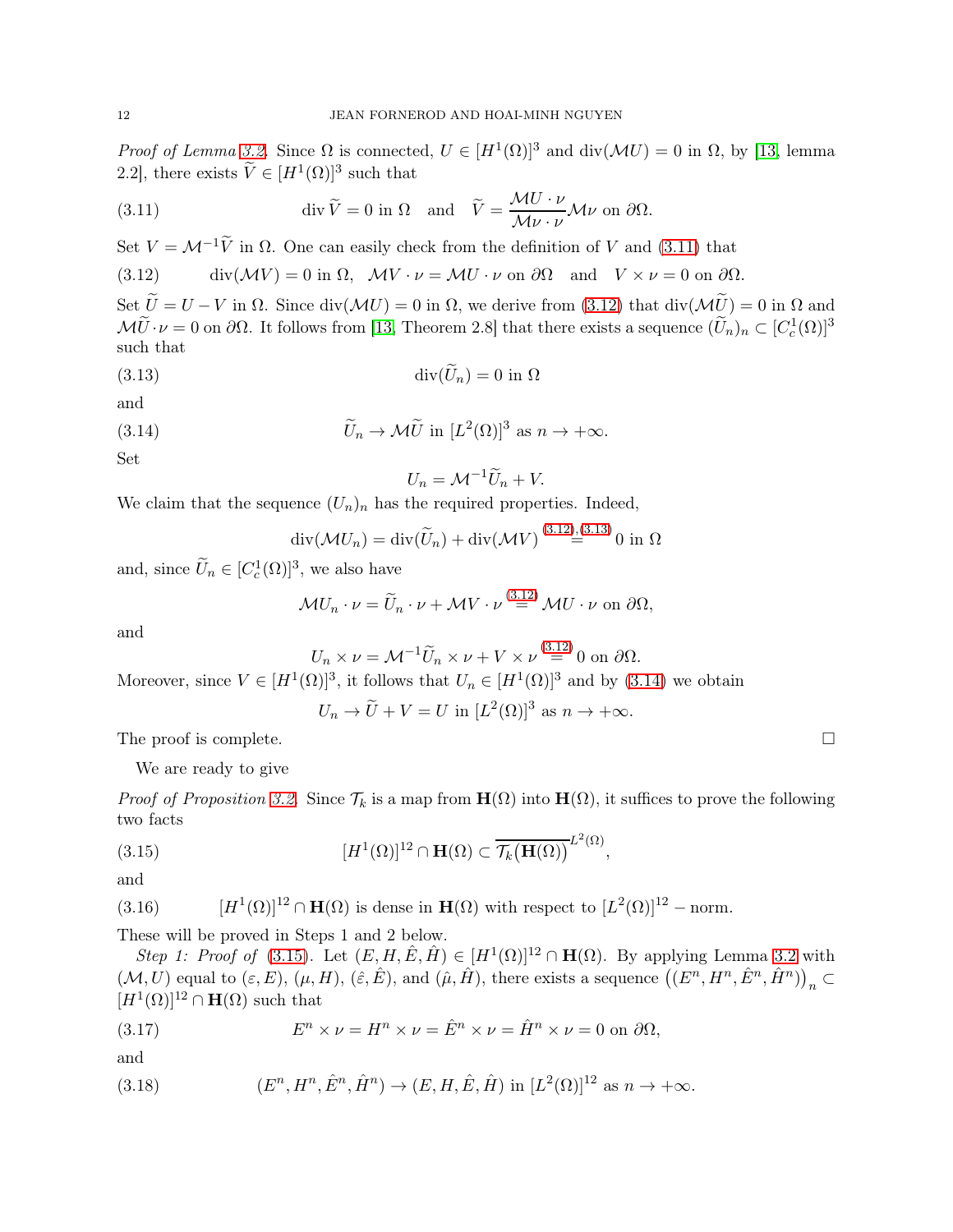*Proof of Lemma 3.2.* Since $\Omega$ is connected, $U \in [H^1(\Omega)]^3$ and $\operatorname{div}(\mathcal{M}U) = 0$ in $\Omega$, by [13, lemma 2.2], there exists $\widetilde{V} \in [H^1(\Omega)]^3$ such that

$$\operatorname{div} \widetilde{V} = 0 \text{ in } \Omega \quad \text{and} \quad \widetilde{V} = \frac{\mathcal{M}U \cdot \nu}{\mathcal{M}\nu \cdot \nu} \mathcal{M}\nu \text{ on } \partial\Omega. \tag{3.11}$$

Set $V = \mathcal{M}^{-1}\widetilde{V}$ in $\Omega$. One can easily check from the definition of $V$ and (3.11) that

$$\operatorname{div}(\mathcal{M}V) = 0 \text{ in } \Omega, \quad \mathcal{M}V \cdot \nu = \mathcal{M}U \cdot \nu \text{ on } \partial\Omega \quad \text{and} \quad V \times \nu = 0 \text{ on } \partial\Omega. \tag{3.12}$$

Set $\widetilde{U} = U - V$ in $\Omega$. Since $\operatorname{div}(\mathcal{M}U) = 0$ in $\Omega$, we derive from (3.12) that $\operatorname{div}(\mathcal{M}\widetilde{U}) = 0$ in $\Omega$ and $\mathcal{M}\widetilde{U} \cdot \nu = 0$ on $\partial\Omega$. It follows from [13, Theorem 2.8] that there exists a sequence $(\widetilde{U}_n)_n \subset [C^1_c(\Omega)]^3$ such that

$$\operatorname{div}(\widetilde{U}_n) = 0 \text{ in } \Omega \tag{3.13}$$

and

$$\widetilde{U}_n \to \mathcal{M}\widetilde{U} \text{ in } [L^2(\Omega)]^3 \text{ as } n \to +\infty. \tag{3.14}$$

Set

$$U_n = \mathcal{M}^{-1}\widetilde{U}_n + V.$$

We claim that the sequence $(U_n)_n$ has the required properties. Indeed,

$$\operatorname{div}(\mathcal{M}U_n) = \operatorname{div}(\widetilde{U}_n) + \operatorname{div}(\mathcal{M}V) \overset{(3.12),(3.13)}{=} 0 \text{ in } \Omega$$

and, since $\widetilde{U}_n \in [C^1_c(\Omega)]^3$, we also have

$$\mathcal{M}U_n \cdot \nu = \widetilde{U}_n \cdot \nu + \mathcal{M}V \cdot \nu \overset{(3.12)}{=} \mathcal{M}U \cdot \nu \text{ on } \partial\Omega,$$

and

$$U_n \times \nu = \mathcal{M}^{-1}\widetilde{U}_n \times \nu + V \times \nu \overset{(3.12)}{=} 0 \text{ on } \partial\Omega.$$

Moreover, since $V \in [H^1(\Omega)]^3$, it follows that $U_n \in [H^1(\Omega)]^3$ and by (3.14) we obtain

$$U_n \to \widetilde{U} + V = U \text{ in } [L^2(\Omega)]^3 \text{ as } n \to +\infty.$$

The proof is complete. $\square$

We are ready to give

*Proof of Proposition 3.2.* Since $\mathcal{T}_k$ is a map from $\mathbf{H}(\Omega)$ into $\mathbf{H}(\Omega)$, it suffices to prove the following two facts

$$[H^1(\Omega)]^{12} \cap \mathbf{H}(\Omega) \subset \overline{\mathcal{T}_k\big(\mathbf{H}(\Omega)\big)}^{L^2(\Omega)}, \tag{3.15}$$

and

$$[H^1(\Omega)]^{12} \cap \mathbf{H}(\Omega) \text{ is dense in } \mathbf{H}(\Omega) \text{ with respect to } [L^2(\Omega)]^{12} - \text{norm.} \tag{3.16}$$

These will be proved in Steps 1 and 2 below.

*Step 1: Proof of* (3.15). Let $(E, H, \hat{E}, \hat{H}) \in [H^1(\Omega)]^{12} \cap \mathbf{H}(\Omega)$. By applying Lemma 3.2 with $(\mathcal{M}, U)$ equal to $(\varepsilon, E)$, $(\mu, H)$, $(\hat{\varepsilon}, \hat{E})$, and $(\hat{\mu}, \hat{H})$, there exists a sequence $\big((E^n, H^n, \hat{E}^n, \hat{H}^n)\big)_n \subset [H^1(\Omega)]^{12} \cap \mathbf{H}(\Omega)$ such that

$$E^n \times \nu = H^n \times \nu = \hat{E}^n \times \nu = \hat{H}^n \times \nu = 0 \text{ on } \partial\Omega, \tag{3.17}$$

and

$$(E^n, H^n, \hat{E}^n, \hat{H}^n) \to (E, H, \hat{E}, \hat{H}) \text{ in } [L^2(\Omega)]^{12} \text{ as } n \to +\infty. \tag{3.18}$$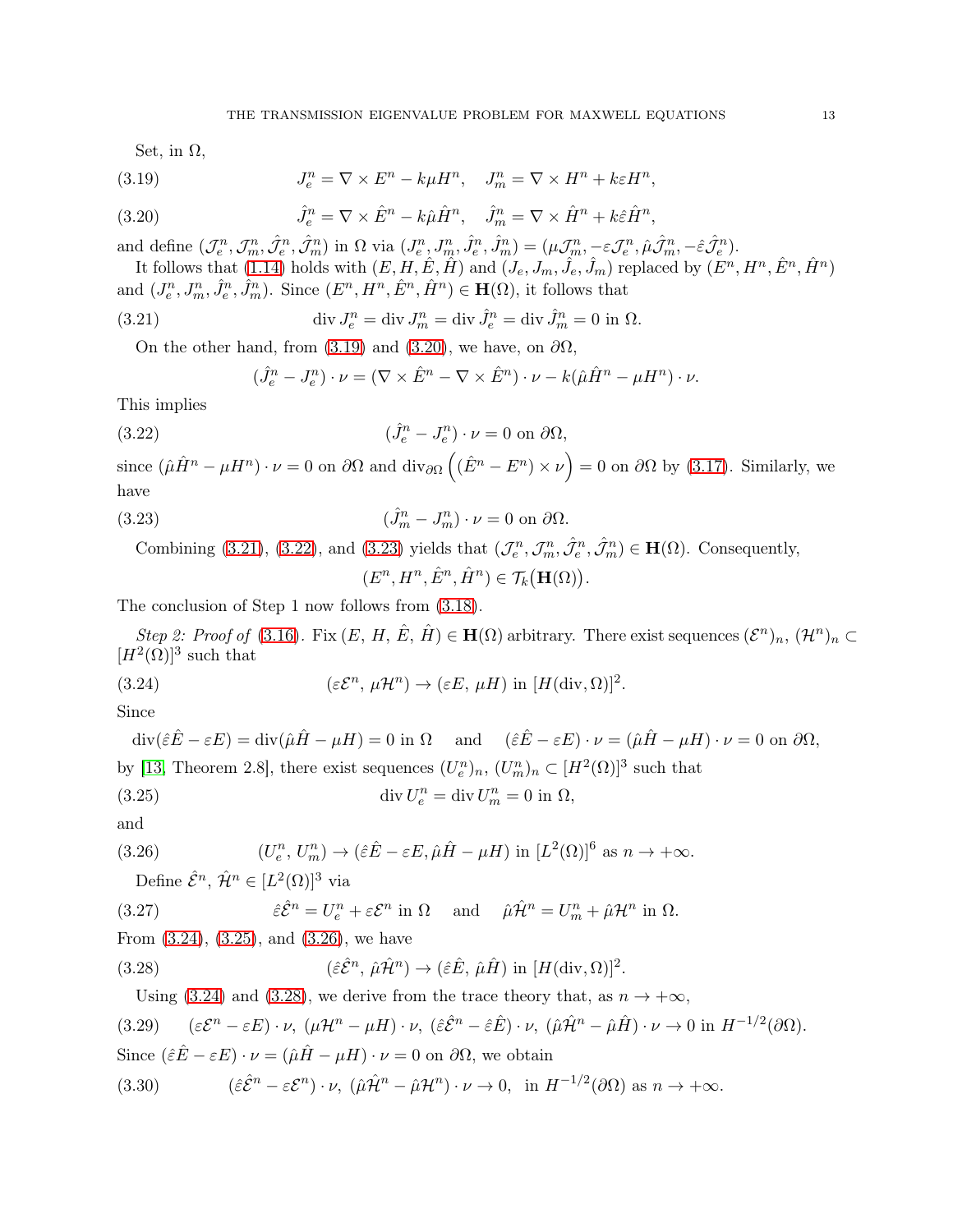Set, in $\Omega$,

$$J_e^n = \nabla \times E^n - k\mu H^n, \quad J_m^n = \nabla \times H^n + k\varepsilon H^n, \tag{3.19}$$

$$\hat{J}_e^n = \nabla \times \hat{E}^n - k\hat{\mu}\hat{H}^n, \quad \hat{J}_m^n = \nabla \times \hat{H}^n + k\hat{\varepsilon}\hat{H}^n, \tag{3.20}$$

and define $(\mathcal{J}_e^n, \mathcal{J}_m^n, \hat{\mathcal{J}}_e^n, \hat{\mathcal{J}}_m^n)$ in $\Omega$ via $(J_e^n, J_m^n, \hat{J}_e^n, \hat{J}_m^n) = (\mu\mathcal{J}_m^n, -\varepsilon\mathcal{J}_e^n, \hat{\mu}\hat{\mathcal{J}}_m^n, -\hat{\varepsilon}\hat{\mathcal{J}}_e^n)$.

It follows that (1.14) holds with $(E, H, \hat{E}, \hat{H})$ and $(J_e, J_m, \hat{J}_e, \hat{J}_m)$ replaced by $(E^n, H^n, \hat{E}^n, \hat{H}^n)$ and $(J_e^n, J_m^n, \hat{J}_e^n, \hat{J}_m^n)$. Since $(E^n, H^n, \hat{E}^n, \hat{H}^n) \in \mathbf{H}(\Omega)$, it follows that

$$\operatorname{div} J_e^n = \operatorname{div} J_m^n = \operatorname{div} \hat{J}_e^n = \operatorname{div} \hat{J}_m^n = 0 \text{ in } \Omega. \tag{3.21}$$

On the other hand, from (3.19) and (3.20), we have, on $\partial\Omega$,

$$(\hat{J}_e^n - J_e^n) \cdot \nu = (\nabla \times \hat{E}^n - \nabla \times \hat{E}^n) \cdot \nu - k(\hat{\mu}\hat{H}^n - \mu H^n) \cdot \nu.$$

This implies

$$(\hat{J}_e^n - J_e^n) \cdot \nu = 0 \text{ on } \partial\Omega, \tag{3.22}$$

since $(\hat{\mu}\hat{H}^n - \mu H^n) \cdot \nu = 0$ on $\partial\Omega$ and $\operatorname{div}_{\partial\Omega}\Big((\hat{E}^n - E^n) \times \nu\Big) = 0$ on $\partial\Omega$ by (3.17). Similarly, we have

$$(\hat{J}_m^n - J_m^n) \cdot \nu = 0 \text{ on } \partial\Omega. \tag{3.23}$$

Combining (3.21), (3.22), and (3.23) yields that $(\mathcal{J}_e^n, \mathcal{J}_m^n, \hat{\mathcal{J}}_e^n, \hat{\mathcal{J}}_m^n) \in \mathbf{H}(\Omega)$. Consequently,

$$(E^n, H^n, \hat{E}^n, \hat{H}^n) \in \mathcal{T}_k\big(\mathbf{H}(\Omega)\big).$$

The conclusion of Step 1 now follows from (3.18).

*Step 2: Proof of* (3.16). Fix $(E,\, H,\, \hat{E},\, \hat{H}) \in \mathbf{H}(\Omega)$ arbitrary. There exist sequences $(\mathcal{E}^n)_n$, $(\mathcal{H}^n)_n \subset [H^2(\Omega)]^3$ such that

$$(\varepsilon\mathcal{E}^n,\, \mu\mathcal{H}^n) \to (\varepsilon E,\, \mu H) \text{ in } [H(\operatorname{div}, \Omega)]^2. \tag{3.24}$$

Since

$$\operatorname{div}(\hat{\varepsilon}\hat{E} - \varepsilon E) = \operatorname{div}(\hat{\mu}\hat{H} - \mu H) = 0 \text{ in } \Omega \quad \text{ and } \quad (\hat{\varepsilon}\hat{E} - \varepsilon E) \cdot \nu = (\hat{\mu}\hat{H} - \mu H) \cdot \nu = 0 \text{ on } \partial\Omega,$$

by [13, Theorem 2.8], there exist sequences $(U_e^n)_n$, $(U_m^n)_n \subset [H^2(\Omega)]^3$ such that

$$\operatorname{div} U_e^n = \operatorname{div} U_m^n = 0 \text{ in } \Omega, \tag{3.25}$$

and

$$(U_e^n,\, U_m^n) \to (\hat{\varepsilon}\hat{E} - \varepsilon E, \hat{\mu}\hat{H} - \mu H) \text{ in } [L^2(\Omega)]^6 \text{ as } n \to +\infty. \tag{3.26}$$

Define $\hat{\mathcal{E}}^n$, $\hat{\mathcal{H}}^n \in [L^2(\Omega)]^3$ via

$$\hat{\varepsilon}\hat{\mathcal{E}}^n = U_e^n + \varepsilon\mathcal{E}^n \text{ in } \Omega \quad \text{ and } \quad \hat{\mu}\hat{\mathcal{H}}^n = U_m^n + \hat{\mu}\mathcal{H}^n \text{ in } \Omega. \tag{3.27}$$

From (3.24), (3.25), and (3.26), we have

$$(\hat{\varepsilon}\hat{\mathcal{E}}^n,\, \hat{\mu}\hat{\mathcal{H}}^n) \to (\hat{\varepsilon}\hat{E},\, \hat{\mu}\hat{H}) \text{ in } [H(\operatorname{div}, \Omega)]^2. \tag{3.28}$$

Using (3.24) and (3.28), we derive from the trace theory that, as $n \to +\infty$,

$$(\varepsilon\mathcal{E}^n - \varepsilon E) \cdot \nu,\ (\mu\mathcal{H}^n - \mu H) \cdot \nu,\ (\hat{\varepsilon}\hat{\mathcal{E}}^n - \hat{\varepsilon}\hat{E}) \cdot \nu,\ (\hat{\mu}\hat{\mathcal{H}}^n - \hat{\mu}\hat{H}) \cdot \nu \to 0 \text{ in } H^{-1/2}(\partial\Omega). \tag{3.29}$$

Since $(\hat{\varepsilon}\hat{E} - \varepsilon E) \cdot \nu = (\hat{\mu}\hat{H} - \mu H) \cdot \nu = 0$ on $\partial\Omega$, we obtain

$$(\hat{\varepsilon}\hat{\mathcal{E}}^n - \varepsilon\mathcal{E}^n) \cdot \nu,\ (\hat{\mu}\hat{\mathcal{H}}^n - \hat{\mu}\mathcal{H}^n) \cdot \nu \to 0, \text{ in } H^{-1/2}(\partial\Omega) \text{ as } n \to +\infty. \tag{3.30}$$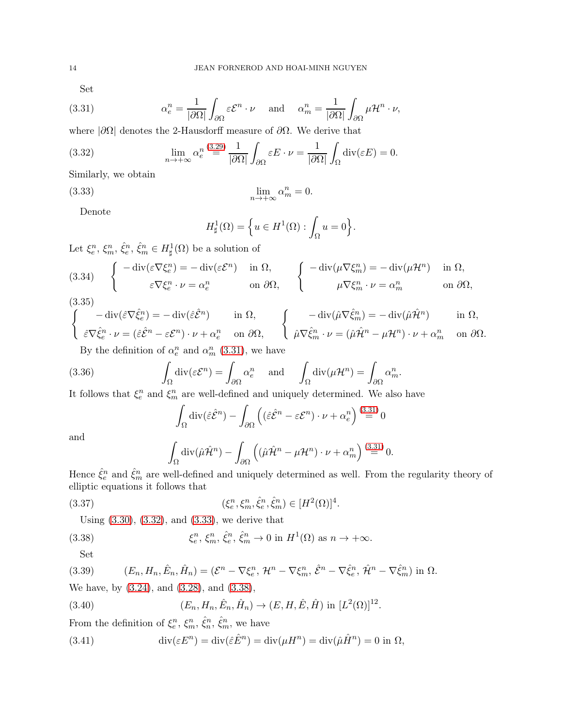Set

$$\alpha_e^n = \frac{1}{|\partial\Omega|}\int_{\partial\Omega} \varepsilon \mathcal{E}^n \cdot \nu \quad \text{ and } \quad \alpha_m^n = \frac{1}{|\partial\Omega|}\int_{\partial\Omega} \mu \mathcal{H}^n \cdot \nu, \tag{3.31}$$

where $|\partial\Omega|$ denotes the 2-Hausdorff measure of $\partial\Omega$. We derive that

$$\lim_{n\to+\infty} \alpha_e^n \overset{(3.29)}{=} \frac{1}{|\partial\Omega|}\int_{\partial\Omega} \varepsilon E \cdot \nu = \frac{1}{|\partial\Omega|}\int_{\Omega} \operatorname{div}(\varepsilon E) = 0. \tag{3.32}$$

Similarly, we obtain

$$\lim_{n\to+\infty} \alpha_m^n = 0. \tag{3.33}$$

Denote

$$H^1_\sharp(\Omega) = \Big\{ u \in H^1(\Omega) : \int_\Omega u = 0 \Big\}.$$

Let $\xi_e^n, \xi_m^n, \hat\xi_e^n, \hat\xi_m^n \in H^1_\sharp(\Omega)$ be a solution of

$$\begin{cases} -\operatorname{div}(\varepsilon \nabla \xi_e^n) = -\operatorname{div}(\varepsilon \mathcal{E}^n) & \text{in } \Omega, \\ \varepsilon \nabla \xi_e^n \cdot \nu = \alpha_e^n & \text{on } \partial\Omega, \end{cases} \qquad \begin{cases} -\operatorname{div}(\mu \nabla \xi_m^n) = -\operatorname{div}(\mu \mathcal{H}^n) & \text{in } \Omega, \\ \mu \nabla \xi_m^n \cdot \nu = \alpha_m^n & \text{on } \partial\Omega, \end{cases} \tag{3.34}$$

$$\begin{cases} -\operatorname{div}(\hat\varepsilon \nabla \hat\xi_e^n) = -\operatorname{div}(\hat\varepsilon \hat{\mathcal{E}}^n) & \text{in } \Omega, \\ \hat\varepsilon \nabla \hat\xi_e^n \cdot \nu = (\hat\varepsilon \hat{\mathcal{E}}^n - \varepsilon \mathcal{E}^n)\cdot \nu + \alpha_e^n & \text{on } \partial\Omega, \end{cases} \qquad \begin{cases} -\operatorname{div}(\hat\mu \nabla \hat\xi_m^n) = -\operatorname{div}(\hat\mu \hat{\mathcal{H}}^n) & \text{in } \Omega, \\ \hat\mu \nabla \hat\xi_m^n \cdot \nu = (\hat\mu \hat{\mathcal{H}}^n - \mu \mathcal{H}^n)\cdot \nu + \alpha_m^n & \text{on } \partial\Omega. \end{cases} \tag{3.35}$$

By the definition of $\alpha_e^n$ and $\alpha_m^n$ (3.31), we have

$$\int_\Omega \operatorname{div}(\varepsilon \mathcal{E}^n) = \int_{\partial\Omega} \alpha_e^n \quad \text{ and } \quad \int_\Omega \operatorname{div}(\mu \mathcal{H}^n) = \int_{\partial\Omega} \alpha_m^n. \tag{3.36}$$

It follows that $\xi_e^n$ and $\xi_m^n$ are well-defined and uniquely determined. We also have

$$\int_\Omega \operatorname{div}(\hat\varepsilon \hat{\mathcal{E}}^n) - \int_{\partial\Omega} \Big( (\hat\varepsilon \hat{\mathcal{E}}^n - \varepsilon \mathcal{E}^n)\cdot \nu + \alpha_e^n \Big) \overset{(3.31)}{=} 0$$

and

$$\int_\Omega \operatorname{div}(\hat\mu \hat{\mathcal{H}}^n) - \int_{\partial\Omega} \Big( (\hat\mu \hat{\mathcal{H}}^n - \mu \mathcal{H}^n)\cdot \nu + \alpha_m^n \Big) \overset{(3.31)}{=} 0.$$

Hence $\hat\xi_e^n$ and $\hat\xi_m^n$ are well-defined and uniquely determined as well. From the regularity theory of elliptic equations it follows that

$$(\xi_e^n, \xi_m^n, \hat\xi_e^n, \hat\xi_m^n) \in [H^2(\Omega)]^4. \tag{3.37}$$

Using (3.30), (3.32), and (3.33), we derive that

$$\xi_e^n, \, \xi_m^n, \, \hat\xi_e^n, \, \hat\xi_m^n \to 0 \text{ in } H^1(\Omega) \text{ as } n \to +\infty. \tag{3.38}$$

Set

$$(E_n, H_n, \hat E_n, \hat H_n) = (\mathcal{E}^n - \nabla \xi_e^n, \, \mathcal{H}^n - \nabla \xi_m^n, \, \hat{\mathcal{E}}^n - \nabla \hat\xi_e^n, \, \hat{\mathcal{H}}^n - \nabla \hat\xi_m^n) \text{ in } \Omega. \tag{3.39}$$

We have, by (3.24), and (3.28), and (3.38),

$$(E_n, H_n, \hat E_n, \hat H_n) \to (E, H, \hat E, \hat H) \text{ in } [L^2(\Omega)]^{12}. \tag{3.40}$$

From the definition of $\xi_e^n$, $\xi_m^n$, $\hat\xi_n^n$, $\hat\xi_m^n$, we have

$$\operatorname{div}(\varepsilon E^n) = \operatorname{div}(\hat\varepsilon \hat E^n) = \operatorname{div}(\mu H^n) = \operatorname{div}(\hat\mu \hat H^n) = 0 \text{ in } \Omega, \tag{3.41}$$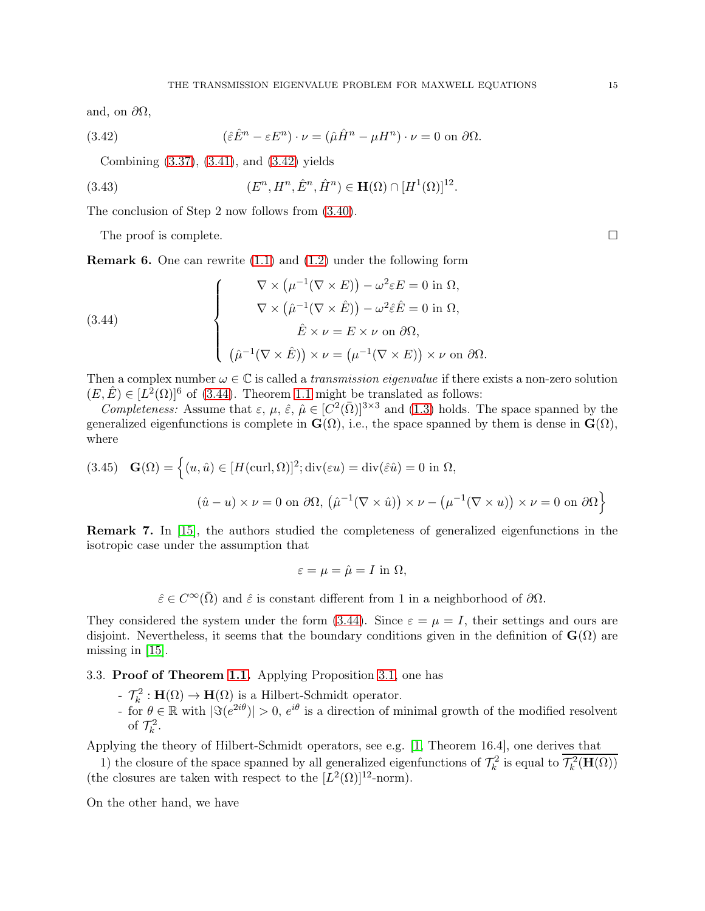and, on $\partial\Omega$,

$$(\hat{\varepsilon}\hat{E}^n - \varepsilon E^n)\cdot \nu = (\hat{\mu}\hat{H}^n - \mu H^n)\cdot \nu = 0 \text{ on } \partial\Omega. \tag{3.42}$$

Combining (3.37), (3.41), and (3.42) yields

$$(E^n, H^n, \hat{E}^n, \hat{H}^n) \in \mathbf{H}(\Omega) \cap [H^1(\Omega)]^{12}. \tag{3.43}$$

The conclusion of Step 2 now follows from (3.40).

The proof is complete. $\square$

**Remark 6.** One can rewrite (1.1) and (1.2) under the following form

$$\begin{cases} \nabla \times \big(\mu^{-1}(\nabla \times E)\big) - \omega^2 \varepsilon E = 0 \text{ in } \Omega, \\ \nabla \times \big(\hat{\mu}^{-1}(\nabla \times \hat{E})\big) - \omega^2 \hat{\varepsilon} \hat{E} = 0 \text{ in } \Omega, \\ \hat{E} \times \nu = E \times \nu \text{ on } \partial\Omega, \\ \big(\hat{\mu}^{-1}(\nabla \times \hat{E})\big) \times \nu = \big(\mu^{-1}(\nabla \times E)\big) \times \nu \text{ on } \partial\Omega. \end{cases} \tag{3.44}$$

Then a complex number $\omega \in \mathbb{C}$ is called a *transmission eigenvalue* if there exists a non-zero solution $(E, \hat{E}) \in [L^2(\Omega)]^6$ of (3.44). Theorem 1.1 might be translated as follows:

*Completeness:* Assume that $\varepsilon$, $\mu$, $\hat{\varepsilon}$, $\hat{\mu} \in [C^2(\bar{\Omega})]^{3\times 3}$ and (1.3) holds. The space spanned by the generalized eigenfunctions is complete in $\mathbf{G}(\Omega)$, i.e., the space spanned by them is dense in $\mathbf{G}(\Omega)$, where

$$\mathbf{G}(\Omega) = \Big\{(u, \hat{u}) \in [H(\text{curl}, \Omega)]^2; \text{div}(\varepsilon u) = \text{div}(\hat{\varepsilon}\hat{u}) = 0 \text{ in } \Omega, \\ (\hat{u} - u) \times \nu = 0 \text{ on } \partial\Omega, \big(\hat{\mu}^{-1}(\nabla \times \hat{u})\big) \times \nu - \big(\mu^{-1}(\nabla \times u)\big) \times \nu = 0 \text{ on } \partial\Omega\Big\} \tag{3.45}$$

**Remark 7.** In [15], the authors studied the completeness of generalized eigenfunctions in the isotropic case under the assumption that

$$\varepsilon = \mu = \hat{\mu} = I \text{ in } \Omega,$$

$$\hat{\varepsilon} \in C^\infty(\bar{\Omega}) \text{ and } \hat{\varepsilon} \text{ is constant different from 1 in a neighborhood of } \partial\Omega.$$

They considered the system under the form (3.44). Since $\varepsilon = \mu = I$, their settings and ours are disjoint. Nevertheless, it seems that the boundary conditions given in the definition of $\mathbf{G}(\Omega)$ are missing in [15].

### 3.3. Proof of Theorem 1.1.

Applying Proposition 3.1, one has

- $\mathcal{T}_k^2 : \mathbf{H}(\Omega) \to \mathbf{H}(\Omega)$ is a Hilbert-Schmidt operator.
- for $\theta \in \mathbb{R}$ with $|\Im(e^{2i\theta})| > 0$, $e^{i\theta}$ is a direction of minimal growth of the modified resolvent of $\mathcal{T}_k^2$.

Applying the theory of Hilbert-Schmidt operators, see e.g. [1, Theorem 16.4], one derives that

1) the closure of the space spanned by all generalized eigenfunctions of $\mathcal{T}_k^2$ is equal to $\overline{\mathcal{T}_k^2(\mathbf{H}(\Omega))}$ (the closures are taken with respect to the $[L^2(\Omega)]^{12}$-norm).

On the other hand, we have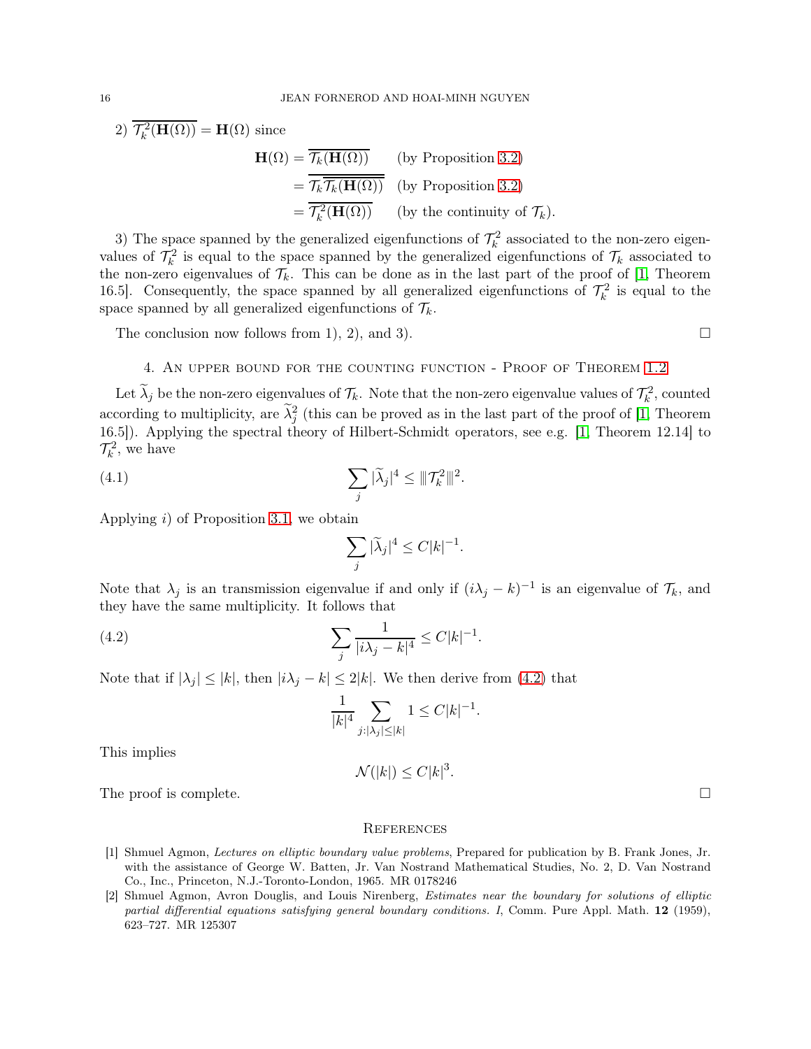2) $\overline{\mathcal{T}_k^2(\mathbf{H}(\Omega))} = \mathbf{H}(\Omega)$ since

$$
\begin{aligned}
\mathbf{H}(\Omega) &= \overline{\mathcal{T}_k(\mathbf{H}(\Omega))} && \text{(by Proposition 3.2)} \\
&= \overline{\mathcal{T}_k \overline{\mathcal{T}_k(\mathbf{H}(\Omega))}} && \text{(by Proposition 3.2)} \\
&= \overline{\mathcal{T}_k^2(\mathbf{H}(\Omega))} && \text{(by the continuity of } \mathcal{T}_k).
\end{aligned}
$$

3) The space spanned by the generalized eigenfunctions of $\mathcal{T}_k^2$ associated to the non-zero eigenvalues of $\mathcal{T}_k^2$ is equal to the space spanned by the generalized eigenfunctions of $\mathcal{T}_k$ associated to the non-zero eigenvalues of $\mathcal{T}_k$. This can be done as in the last part of the proof of [1, Theorem 16.5]. Consequently, the space spanned by all generalized eigenfunctions of $\mathcal{T}_k^2$ is equal to the space spanned by all generalized eigenfunctions of $\mathcal{T}_k$.

The conclusion now follows from 1), 2), and 3). $\square$

## 4. An upper bound for the counting function - Proof of Theorem 1.2

Let $\widetilde{\lambda}_j$ be the non-zero eigenvalues of $\mathcal{T}_k$. Note that the non-zero eigenvalue values of $\mathcal{T}_k^2$, counted according to multiplicity, are $\widetilde{\lambda}_j^2$ (this can be proved as in the last part of the proof of [1, Theorem 16.5]). Applying the spectral theory of Hilbert-Schmidt operators, see e.g. [1, Theorem 12.14] to $\mathcal{T}_k^2$, we have

$$
\sum_j |\widetilde{\lambda}_j|^4 \le |||\mathcal{T}_k^2|||^2. \tag{4.1}
$$

Applying *i)* of Proposition 3.1, we obtain

$$
\sum_j |\widetilde{\lambda}_j|^4 \le C|k|^{-1}.
$$

Note that $\lambda_j$ is an transmission eigenvalue if and only if $(i\lambda_j - k)^{-1}$ is an eigenvalue of $\mathcal{T}_k$, and they have the same multiplicity. It follows that

$$
\sum_j \frac{1}{|i\lambda_j - k|^4} \le C|k|^{-1}. \tag{4.2}
$$

Note that if $|\lambda_j| \le |k|$, then $|i\lambda_j - k| \le 2|k|$. We then derive from (4.2) that

$$
\frac{1}{|k|^4} \sum_{j: |\lambda_j| \le |k|} 1 \le C|k|^{-1}.
$$

This implies

$$
\mathcal{N}(|k|) \le C|k|^3.
$$

The proof is complete. $\square$

## References

[1] Shmuel Agmon, *Lectures on elliptic boundary value problems*, Prepared for publication by B. Frank Jones, Jr. with the assistance of George W. Batten, Jr. Van Nostrand Mathematical Studies, No. 2, D. Van Nostrand Co., Inc., Princeton, N.J.-Toronto-London, 1965. MR 0178246

[2] Shmuel Agmon, Avron Douglis, and Louis Nirenberg, *Estimates near the boundary for solutions of elliptic partial differential equations satisfying general boundary conditions. I*, Comm. Pure Appl. Math. **12** (1959), 623–727. MR 125307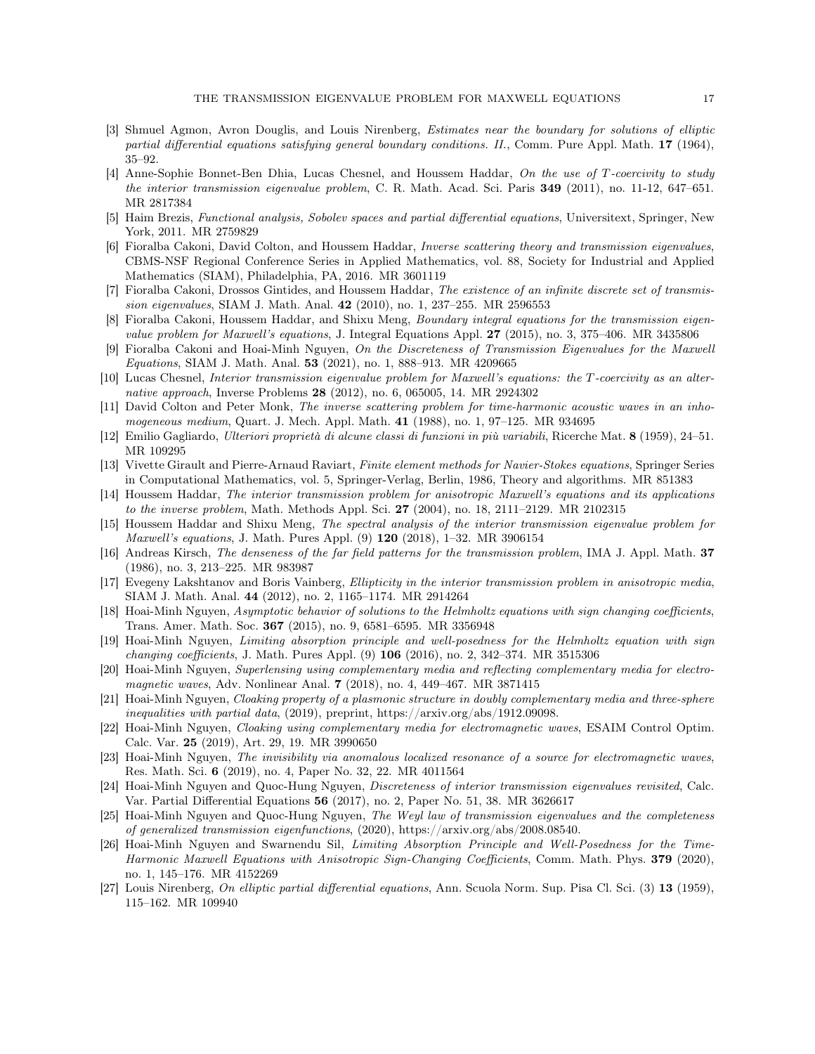[3] Shmuel Agmon, Avron Douglis, and Louis Nirenberg, *Estimates near the boundary for solutions of elliptic partial differential equations satisfying general boundary conditions. II.*, Comm. Pure Appl. Math. **17** (1964), 35–92.

[4] Anne-Sophie Bonnet-Ben Dhia, Lucas Chesnel, and Houssem Haddar, *On the use of $T$-coercivity to study the interior transmission eigenvalue problem*, C. R. Math. Acad. Sci. Paris **349** (2011), no. 11-12, 647–651. MR 2817384

[5] Haim Brezis, *Functional analysis, Sobolev spaces and partial differential equations*, Universitext, Springer, New York, 2011. MR 2759829

[6] Fioralba Cakoni, David Colton, and Houssem Haddar, *Inverse scattering theory and transmission eigenvalues*, CBMS-NSF Regional Conference Series in Applied Mathematics, vol. 88, Society for Industrial and Applied Mathematics (SIAM), Philadelphia, PA, 2016. MR 3601119

[7] Fioralba Cakoni, Drossos Gintides, and Houssem Haddar, *The existence of an infinite discrete set of transmission eigenvalues*, SIAM J. Math. Anal. **42** (2010), no. 1, 237–255. MR 2596553

[8] Fioralba Cakoni, Houssem Haddar, and Shixu Meng, *Boundary integral equations for the transmission eigenvalue problem for Maxwell's equations*, J. Integral Equations Appl. **27** (2015), no. 3, 375–406. MR 3435806

[9] Fioralba Cakoni and Hoai-Minh Nguyen, *On the Discreteness of Transmission Eigenvalues for the Maxwell Equations*, SIAM J. Math. Anal. **53** (2021), no. 1, 888–913. MR 4209665

[10] Lucas Chesnel, *Interior transmission eigenvalue problem for Maxwell's equations: the $T$-coercivity as an alternative approach*, Inverse Problems **28** (2012), no. 6, 065005, 14. MR 2924302

[11] David Colton and Peter Monk, *The inverse scattering problem for time-harmonic acoustic waves in an inhomogeneous medium*, Quart. J. Mech. Appl. Math. **41** (1988), no. 1, 97–125. MR 934695

[12] Emilio Gagliardo, *Ulteriori proprietà di alcune classi di funzioni in più variabili*, Ricerche Mat. **8** (1959), 24–51. MR 109295

[13] Vivette Girault and Pierre-Arnaud Raviart, *Finite element methods for Navier-Stokes equations*, Springer Series in Computational Mathematics, vol. 5, Springer-Verlag, Berlin, 1986, Theory and algorithms. MR 851383

[14] Houssem Haddar, *The interior transmission problem for anisotropic Maxwell's equations and its applications to the inverse problem*, Math. Methods Appl. Sci. **27** (2004), no. 18, 2111–2129. MR 2102315

[15] Houssem Haddar and Shixu Meng, *The spectral analysis of the interior transmission eigenvalue problem for Maxwell's equations*, J. Math. Pures Appl. (9) **120** (2018), 1–32. MR 3906154

[16] Andreas Kirsch, *The denseness of the far field patterns for the transmission problem*, IMA J. Appl. Math. **37** (1986), no. 3, 213–225. MR 983987

[17] Evegeny Lakshtanov and Boris Vainberg, *Ellipticity in the interior transmission problem in anisotropic media*, SIAM J. Math. Anal. **44** (2012), no. 2, 1165–1174. MR 2914264

[18] Hoai-Minh Nguyen, *Asymptotic behavior of solutions to the Helmholtz equations with sign changing coefficients*, Trans. Amer. Math. Soc. **367** (2015), no. 9, 6581–6595. MR 3356948

[19] Hoai-Minh Nguyen, *Limiting absorption principle and well-posedness for the Helmholtz equation with sign changing coefficients*, J. Math. Pures Appl. (9) **106** (2016), no. 2, 342–374. MR 3515306

[20] Hoai-Minh Nguyen, *Superlensing using complementary media and reflecting complementary media for electromagnetic waves*, Adv. Nonlinear Anal. **7** (2018), no. 4, 449–467. MR 3871415

[21] Hoai-Minh Nguyen, *Cloaking property of a plasmonic structure in doubly complementary media and three-sphere inequalities with partial data*, (2019), preprint, https://arxiv.org/abs/1912.09098.

[22] Hoai-Minh Nguyen, *Cloaking using complementary media for electromagnetic waves*, ESAIM Control Optim. Calc. Var. **25** (2019), Art. 29, 19. MR 3990650

[23] Hoai-Minh Nguyen, *The invisibility via anomalous localized resonance of a source for electromagnetic waves*, Res. Math. Sci. **6** (2019), no. 4, Paper No. 32, 22. MR 4011564

[24] Hoai-Minh Nguyen and Quoc-Hung Nguyen, *Discreteness of interior transmission eigenvalues revisited*, Calc. Var. Partial Differential Equations **56** (2017), no. 2, Paper No. 51, 38. MR 3626617

[25] Hoai-Minh Nguyen and Quoc-Hung Nguyen, *The Weyl law of transmission eigenvalues and the completeness of generalized transmission eigenfunctions*, (2020), https://arxiv.org/abs/2008.08540.

[26] Hoai-Minh Nguyen and Swarnendu Sil, *Limiting Absorption Principle and Well-Posedness for the Time-Harmonic Maxwell Equations with Anisotropic Sign-Changing Coefficients*, Comm. Math. Phys. **379** (2020), no. 1, 145–176. MR 4152269

[27] Louis Nirenberg, *On elliptic partial differential equations*, Ann. Scuola Norm. Sup. Pisa Cl. Sci. (3) **13** (1959), 115–162. MR 109940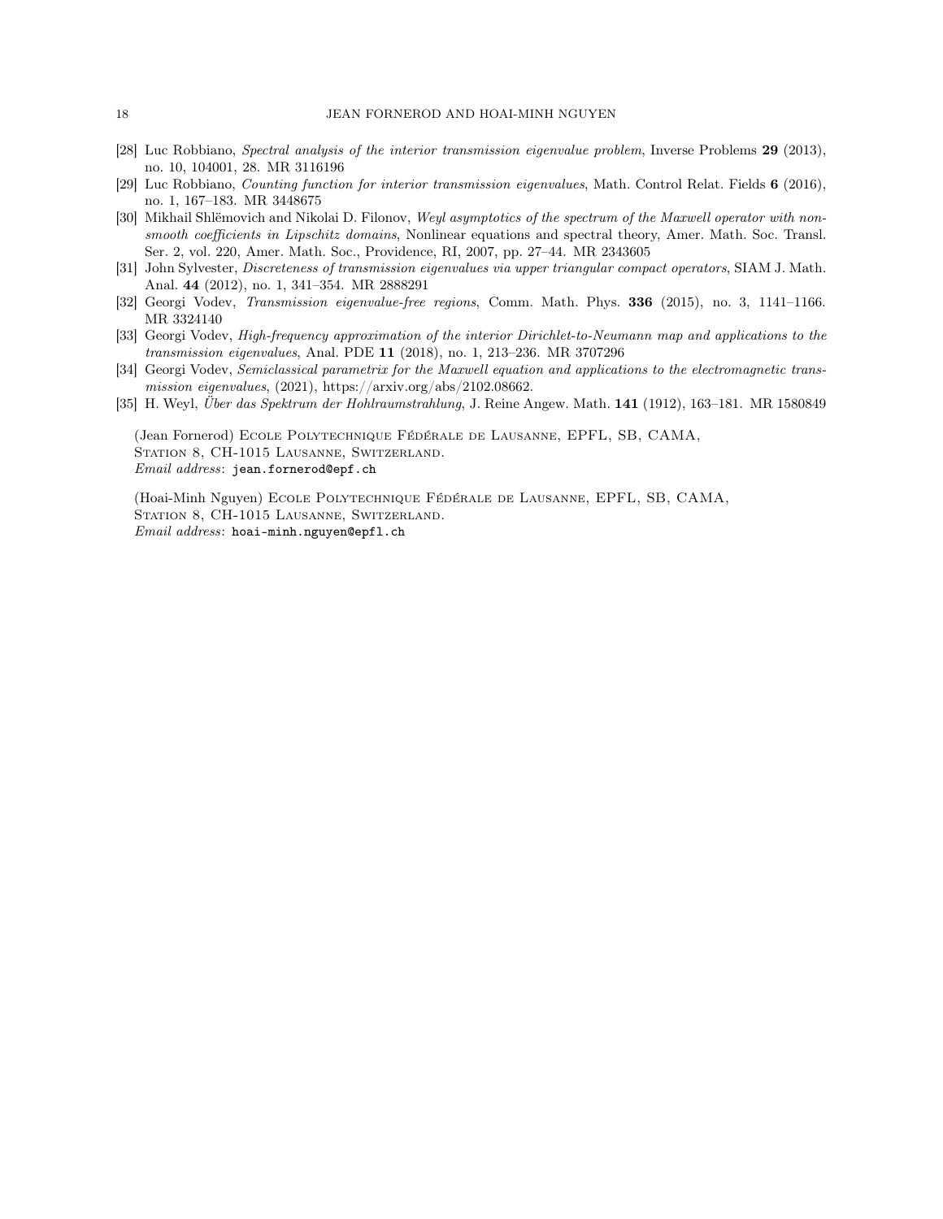[28] Luc Robbiano, *Spectral analysis of the interior transmission eigenvalue problem*, Inverse Problems **29** (2013), no. 10, 104001, 28. MR 3116196

[29] Luc Robbiano, *Counting function for interior transmission eigenvalues*, Math. Control Relat. Fields **6** (2016), no. 1, 167–183. MR 3448675

[30] Mikhail Shlëmovich and Nikolai D. Filonov, *Weyl asymptotics of the spectrum of the Maxwell operator with non-smooth coefficients in Lipschitz domains*, Nonlinear equations and spectral theory, Amer. Math. Soc. Transl. Ser. 2, vol. 220, Amer. Math. Soc., Providence, RI, 2007, pp. 27–44. MR 2343605

[31] John Sylvester, *Discreteness of transmission eigenvalues via upper triangular compact operators*, SIAM J. Math. Anal. **44** (2012), no. 1, 341–354. MR 2888291

[32] Georgi Vodev, *Transmission eigenvalue-free regions*, Comm. Math. Phys. **336** (2015), no. 3, 1141–1166. MR 3324140

[33] Georgi Vodev, *High-frequency approximation of the interior Dirichlet-to-Neumann map and applications to the transmission eigenvalues*, Anal. PDE **11** (2018), no. 1, 213–236. MR 3707296

[34] Georgi Vodev, *Semiclassical parametrix for the Maxwell equation and applications to the electromagnetic transmission eigenvalues*, (2021), https://arxiv.org/abs/2102.08662.

[35] H. Weyl, *Über das Spektrum der Hohlraumstrahlung*, J. Reine Angew. Math. **141** (1912), 163–181. MR 1580849

(Jean Fornerod) Ecole Polytechnique Fédérale de Lausanne, EPFL, SB, CAMA, Station 8, CH-1015 Lausanne, Switzerland.
*Email address*: jean.fornerod@epf.ch

(Hoai-Minh Nguyen) Ecole Polytechnique Fédérale de Lausanne, EPFL, SB, CAMA, Station 8, CH-1015 Lausanne, Switzerland.
*Email address*: hoai-minh.nguyen@epfl.ch